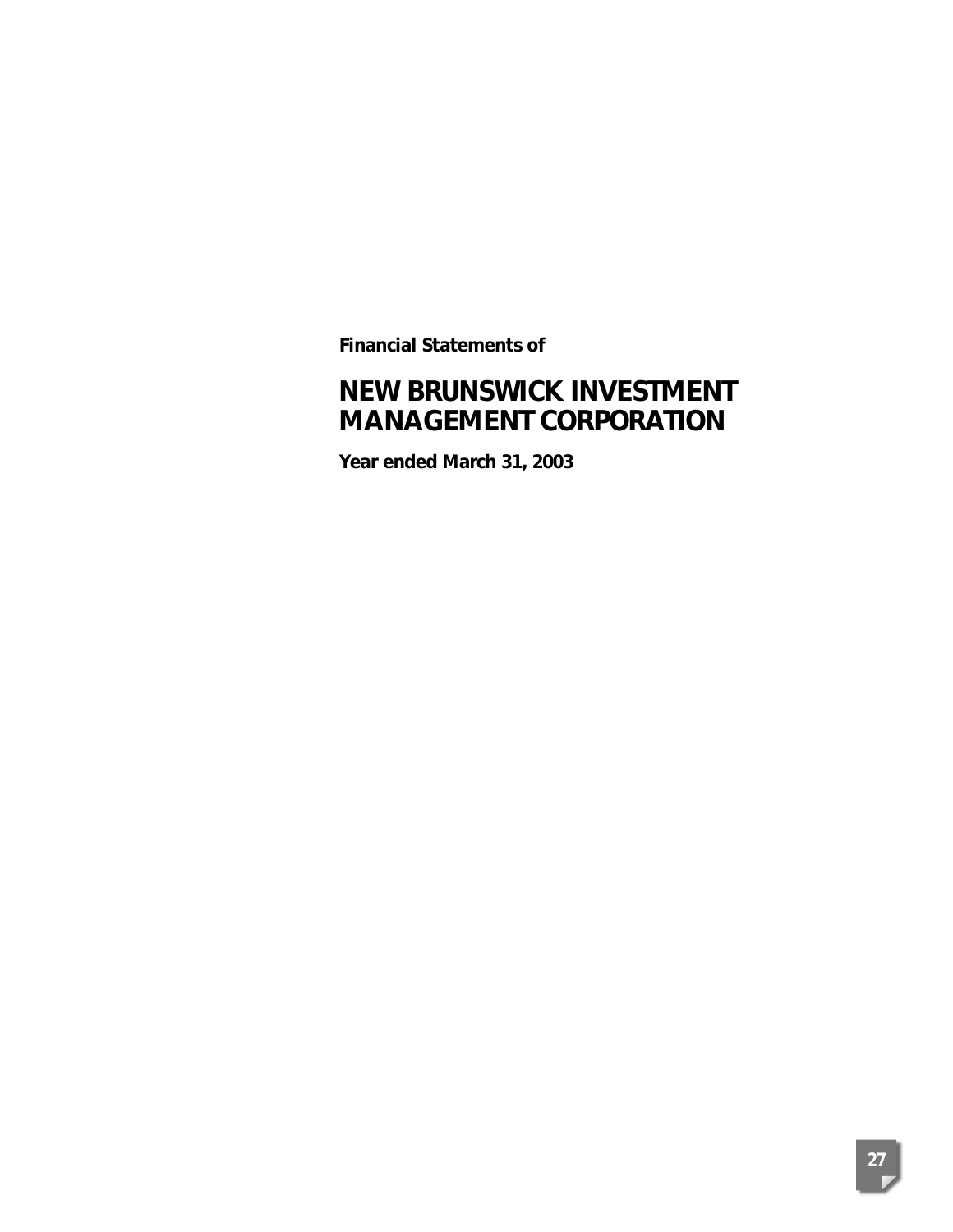**Financial Statements of**

# NEW BRUNSWICK INVESTMENT MANAGEMENT CORPORATION

**Year ended March 31, 2003**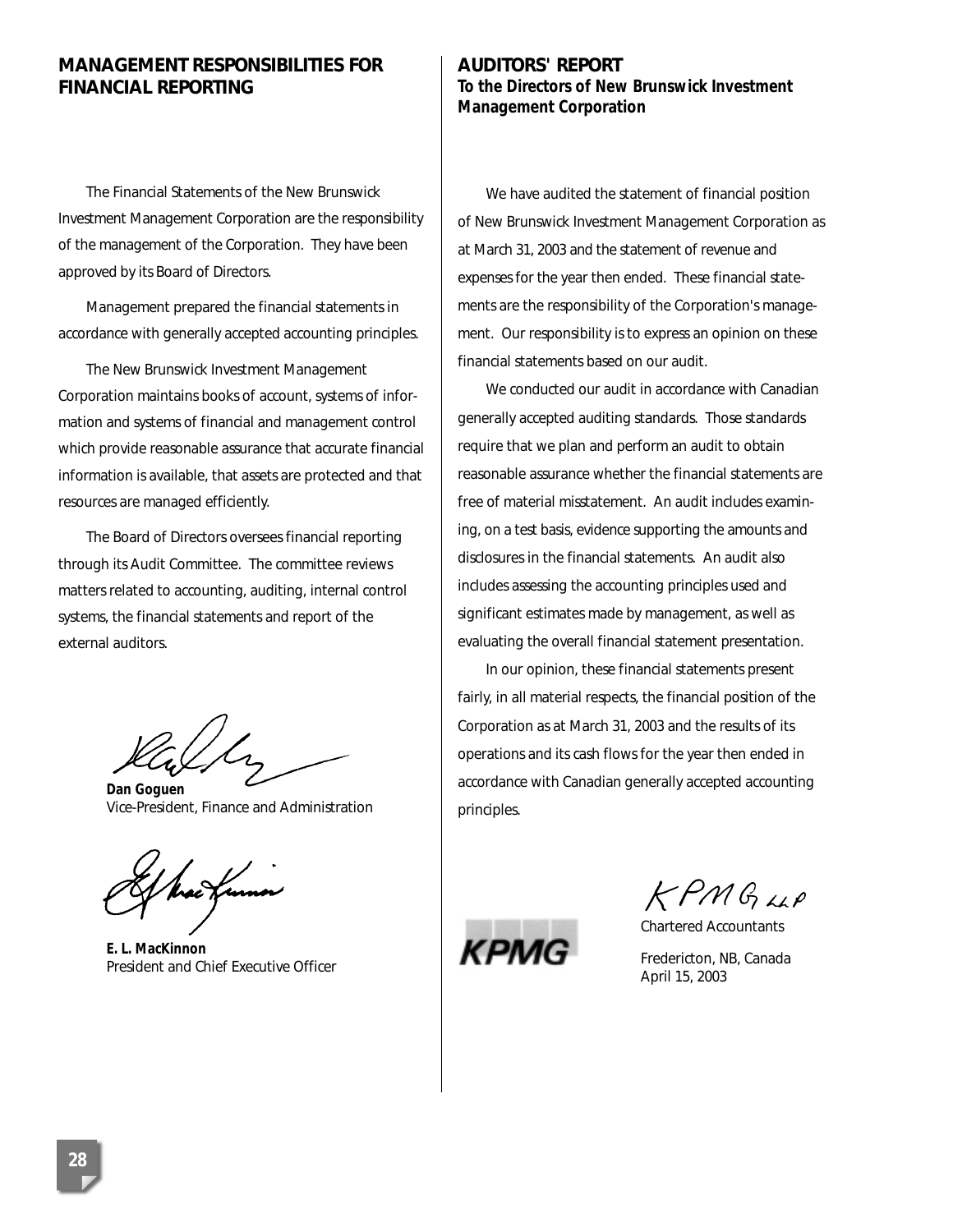## MANAGEMENT RESPONSIBILITIES FOR FINANCIAL REPORTING

The Financial Statements of the New Brunswick Investment Management Corporation are the responsibility of the management of the Corporation. They have been approved by its Board of Directors.

Management prepared the financial statements in accordance with generally accepted accounting principles.

The New Brunswick Investment Management Corporation maintains books of account, systems of information and systems of financial and management control which provide reasonable assurance that accurate financial information is available, that assets are protected and that resources are managed efficiently.

The Board of Directors oversees financial reporting through its Audit Committee. The committee reviews matters related to accounting, auditing, internal control systems, the financial statements and report of the external auditors.

**Dan Goguen**
Vice-President, Finance and Administration

**E. L. MacKinnon**
President and Chief Executive Officer

## AUDITORS' REPORT

**To the Directors of New Brunswick Investment Management Corporation**

We have audited the statement of financial position of New Brunswick Investment Management Corporation as at March 31, 2003 and the statement of revenue and expenses for the year then ended. These financial statements are the responsibility of the Corporation's management. Our responsibility is to express an opinion on these financial statements based on our audit.

We conducted our audit in accordance with Canadian generally accepted auditing standards. Those standards require that we plan and perform an audit to obtain reasonable assurance whether the financial statements are free of material misstatement. An audit includes examining, on a test basis, evidence supporting the amounts and disclosures in the financial statements. An audit also includes assessing the accounting principles used and significant estimates made by management, as well as evaluating the overall financial statement presentation.

In our opinion, these financial statements present fairly, in all material respects, the financial position of the Corporation as at March 31, 2003 and the results of its operations and its cash flows for the year then ended in accordance with Canadian generally accepted accounting principles.

KPMG LLP

Chartered Accountants

Fredericton, NB, Canada
April 15, 2003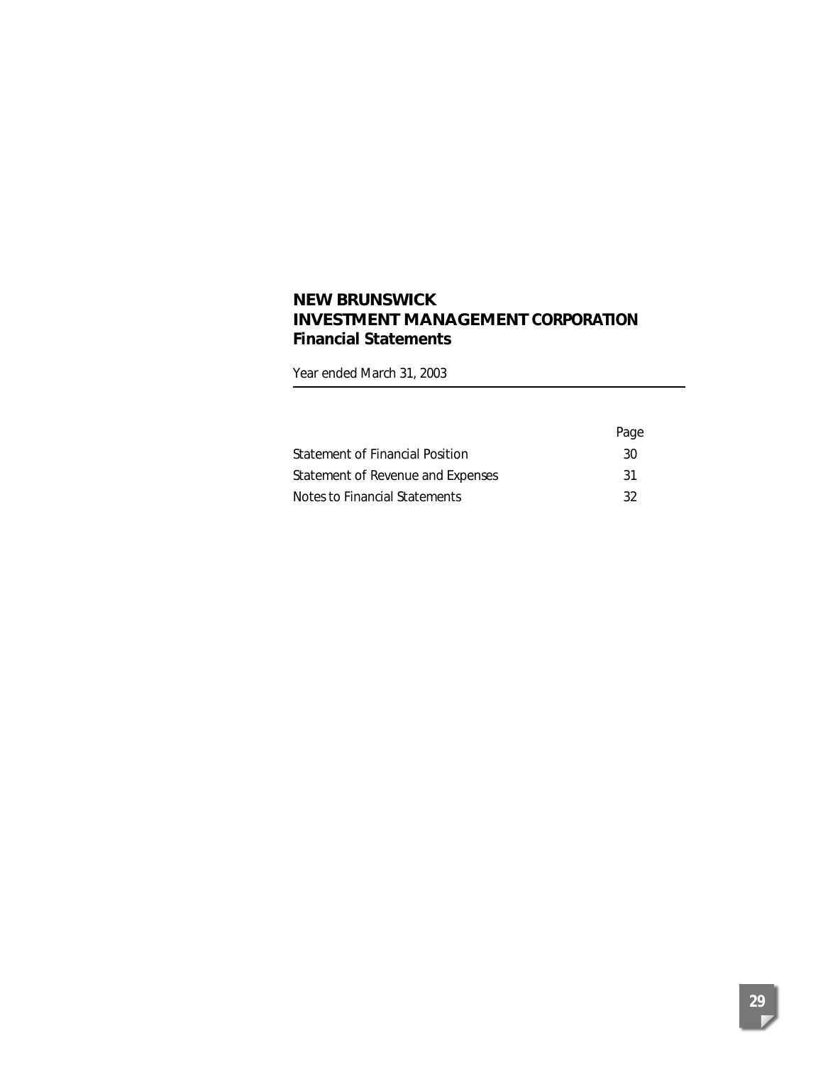# NEW BRUNSWICK INVESTMENT MANAGEMENT CORPORATION
## Financial Statements

Year ended March 31, 2003

| | Page |
|---|---|
| Statement of Financial Position | 30 |
| Statement of Revenue and Expenses | 31 |
| Notes to Financial Statements | 32 |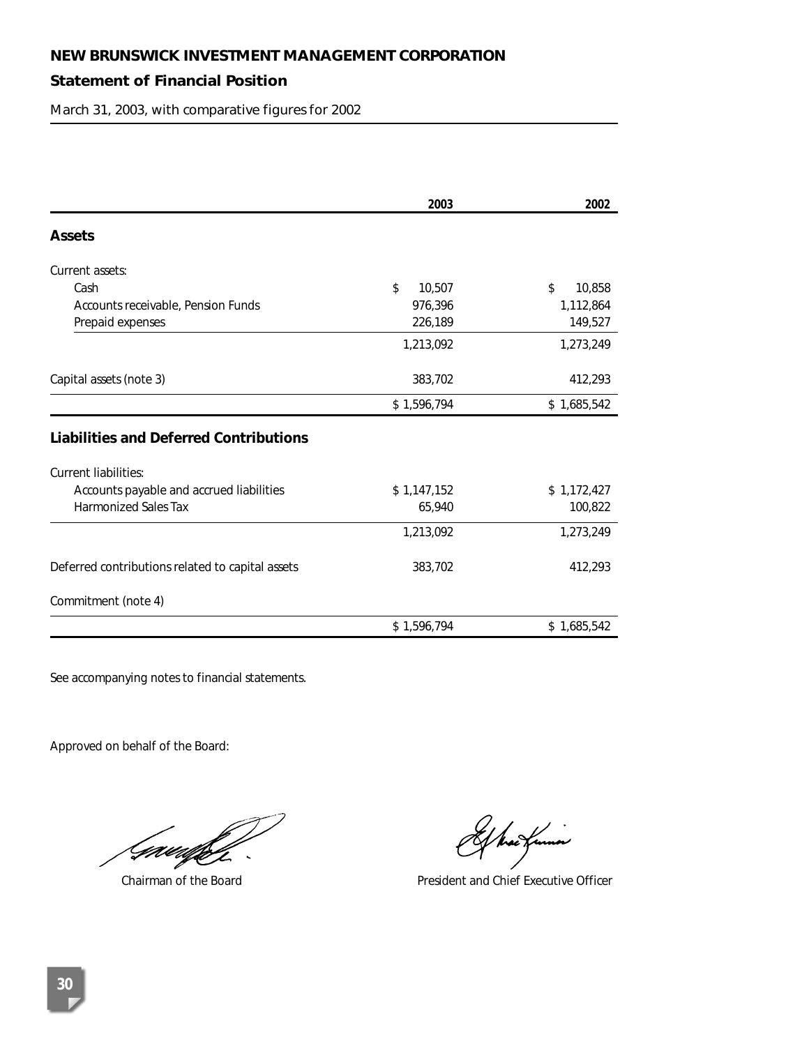# NEW BRUNSWICK INVESTMENT MANAGEMENT CORPORATION

## Statement of Financial Position

March 31, 2003, with comparative figures for 2002

| | 2003 | 2002 |
|---|---|---|
| **Assets** | | |
| Current assets: | | |
| Cash | $ 10,507 | $ 10,858 |
| Accounts receivable, Pension Funds | 976,396 | 1,112,864 |
| Prepaid expenses | 226,189 | 149,527 |
| | 1,213,092 | 1,273,249 |
| Capital assets (note 3) | 383,702 | 412,293 |
| | $ 1,596,794 | $ 1,685,542 |
| **Liabilities and Deferred Contributions** | | |
| Current liabilities: | | |
| Accounts payable and accrued liabilities | $ 1,147,152 | $ 1,172,427 |
| Harmonized Sales Tax | 65,940 | 100,822 |
| | 1,213,092 | 1,273,249 |
| Deferred contributions related to capital assets | 383,702 | 412,293 |
| Commitment (note 4) | | |
| | $ 1,596,794 | $ 1,685,542 |

See accompanying notes to financial statements.

Approved on behalf of the Board:

Chairman of the Board

President and Chief Executive Officer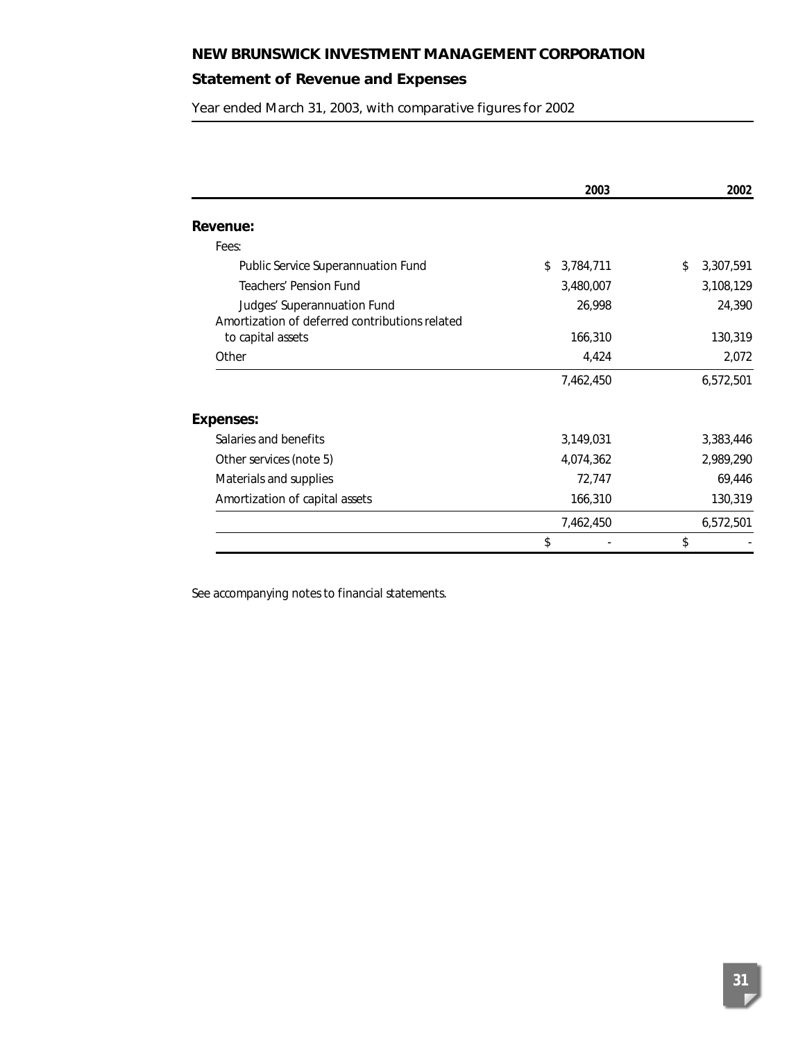# NEW BRUNSWICK INVESTMENT MANAGEMENT CORPORATION

## Statement of Revenue and Expenses

Year ended March 31, 2003, with comparative figures for 2002

| | 2003 | 2002 |
|---|---|---|
| **Revenue:** | | |
| Fees: | | |
| Public Service Superannuation Fund | $ 3,784,711 | $ 3,307,591 |
| Teachers' Pension Fund | 3,480,007 | 3,108,129 |
| Judges' Superannuation Fund | 26,998 | 24,390 |
| Amortization of deferred contributions related to capital assets | 166,310 | 130,319 |
| Other | 4,424 | 2,072 |
| | 7,462,450 | 6,572,501 |
| **Expenses:** | | |
| Salaries and benefits | 3,149,031 | 3,383,446 |
| Other services (note 5) | 4,074,362 | 2,989,290 |
| Materials and supplies | 72,747 | 69,446 |
| Amortization of capital assets | 166,310 | 130,319 |
| | 7,462,450 | 6,572,501 |
| | $ - | $ - |

See accompanying notes to financial statements.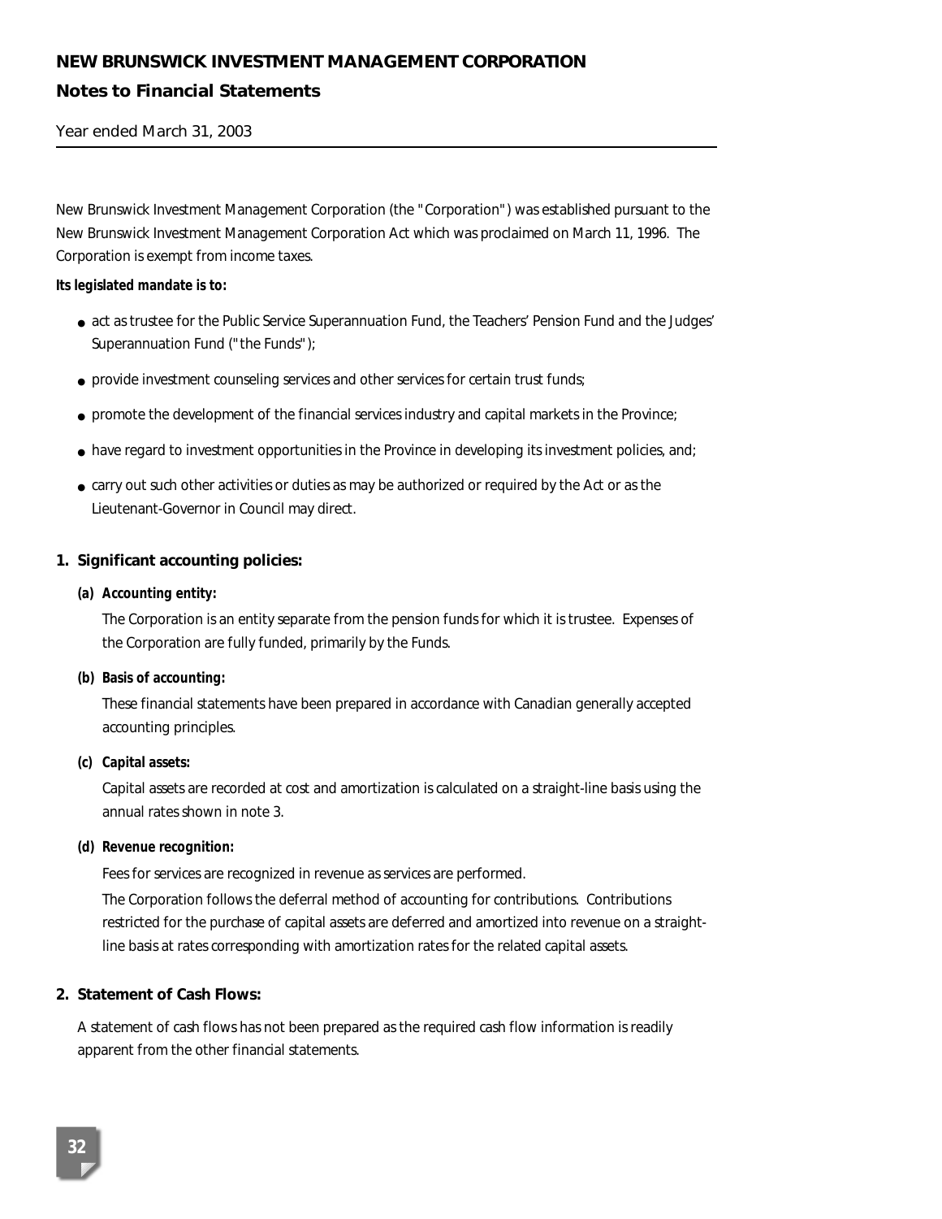# NEW BRUNSWICK INVESTMENT MANAGEMENT CORPORATION

## Notes to Financial Statements

Year ended March 31, 2003

New Brunswick Investment Management Corporation (the "Corporation") was established pursuant to the New Brunswick Investment Management Corporation Act which was proclaimed on March 11, 1996. The Corporation is exempt from income taxes.

**Its legislated mandate is to:**

- act as trustee for the Public Service Superannuation Fund, the Teachers' Pension Fund and the Judges' Superannuation Fund ("the Funds");
- provide investment counseling services and other services for certain trust funds;
- promote the development of the financial services industry and capital markets in the Province;
- have regard to investment opportunities in the Province in developing its investment policies, and;
- carry out such other activities or duties as may be authorized or required by the Act or as the Lieutenant-Governor in Council may direct.

### 1. Significant accounting policies:

**(a) Accounting entity:**

The Corporation is an entity separate from the pension funds for which it is trustee. Expenses of the Corporation are fully funded, primarily by the Funds.

**(b) Basis of accounting:**

These financial statements have been prepared in accordance with Canadian generally accepted accounting principles.

**(c) Capital assets:**

Capital assets are recorded at cost and amortization is calculated on a straight-line basis using the annual rates shown in note 3.

**(d) Revenue recognition:**

Fees for services are recognized in revenue as services are performed.

The Corporation follows the deferral method of accounting for contributions. Contributions restricted for the purchase of capital assets are deferred and amortized into revenue on a straight-line basis at rates corresponding with amortization rates for the related capital assets.

### 2. Statement of Cash Flows:

A statement of cash flows has not been prepared as the required cash flow information is readily apparent from the other financial statements.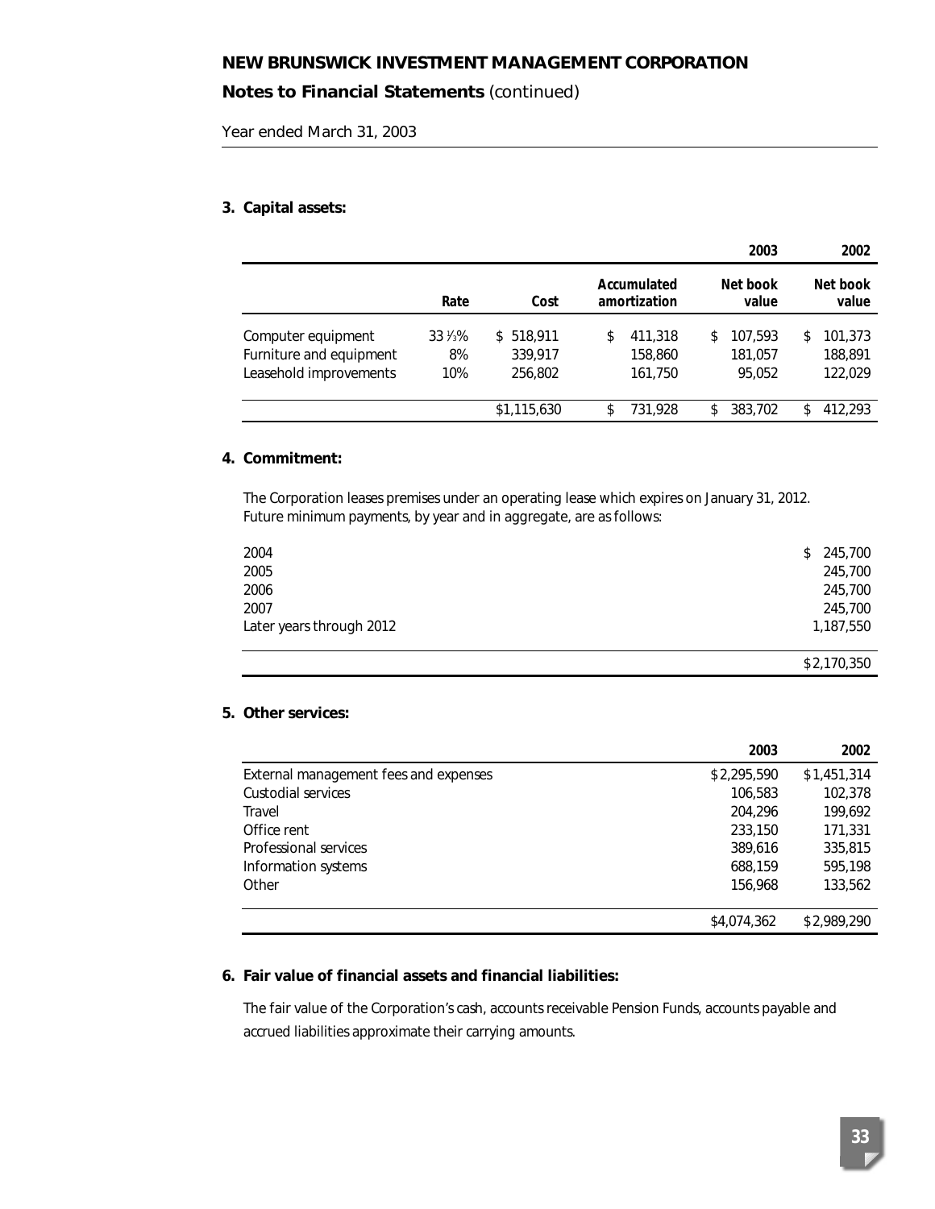# NEW BRUNSWICK INVESTMENT MANAGEMENT CORPORATION

## Notes to Financial Statements (continued)

Year ended March 31, 2003

### 3. Capital assets:

| | | | | 2003 | 2002 |
|---|---|---|---|---|---|
| | Rate | Cost | Accumulated amortization | Net book value | Net book value |
| Computer equipment | 33 ⅓% | $ 518,911 | $ 411,318 | $ 107,593 | $ 101,373 |
| Furniture and equipment | 8% | 339,917 | 158,860 | 181,057 | 188,891 |
| Leasehold improvements | 10% | 256,802 | 161,750 | 95,052 | 122,029 |
| | | $1,115,630 | $ 731,928 | $ 383,702 | $ 412,293 |

### 4. Commitment:

The Corporation leases premises under an operating lease which expires on January 31, 2012. Future minimum payments, by year and in aggregate, are as follows:

| | |
|---|---|
| 2004 | $ 245,700 |
| 2005 | 245,700 |
| 2006 | 245,700 |
| 2007 | 245,700 |
| Later years through 2012 | 1,187,550 |
| | $2,170,350 |

### 5. Other services:

| | 2003 | 2002 |
|---|---|---|
| External management fees and expenses | $2,295,590 | $1,451,314 |
| Custodial services | 106,583 | 102,378 |
| Travel | 204,296 | 199,692 |
| Office rent | 233,150 | 171,331 |
| Professional services | 389,616 | 335,815 |
| Information systems | 688,159 | 595,198 |
| Other | 156,968 | 133,562 |
| | $4,074,362 | $2,989,290 |

### 6. Fair value of financial assets and financial liabilities:

The fair value of the Corporation's cash, accounts receivable Pension Funds, accounts payable and accrued liabilities approximate their carrying amounts.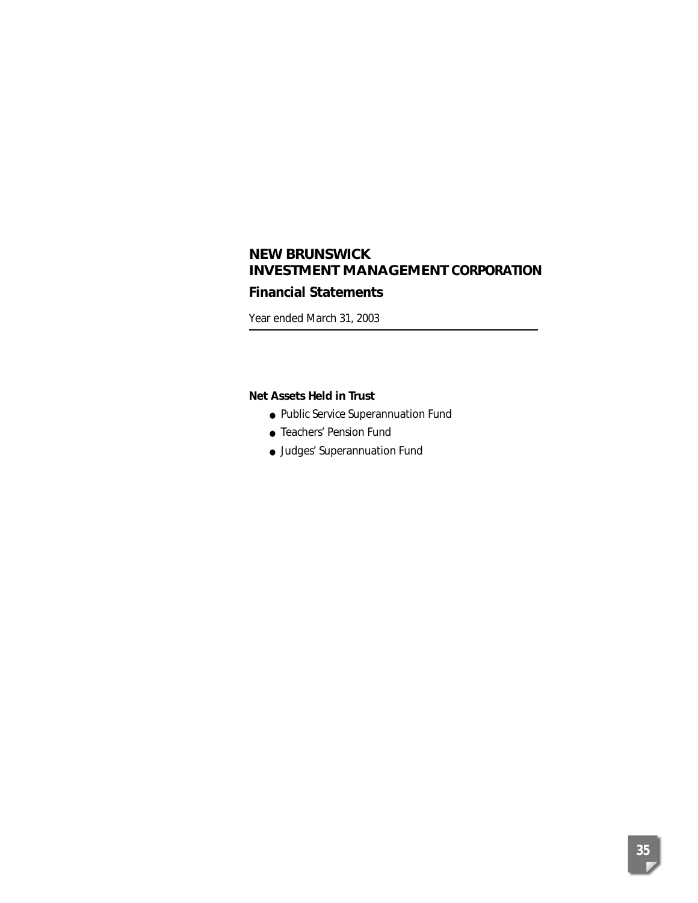# NEW BRUNSWICK INVESTMENT MANAGEMENT CORPORATION

## Financial Statements

Year ended March 31, 2003

**Net Assets Held in Trust**

- Public Service Superannuation Fund
- Teachers' Pension Fund
- Judges' Superannuation Fund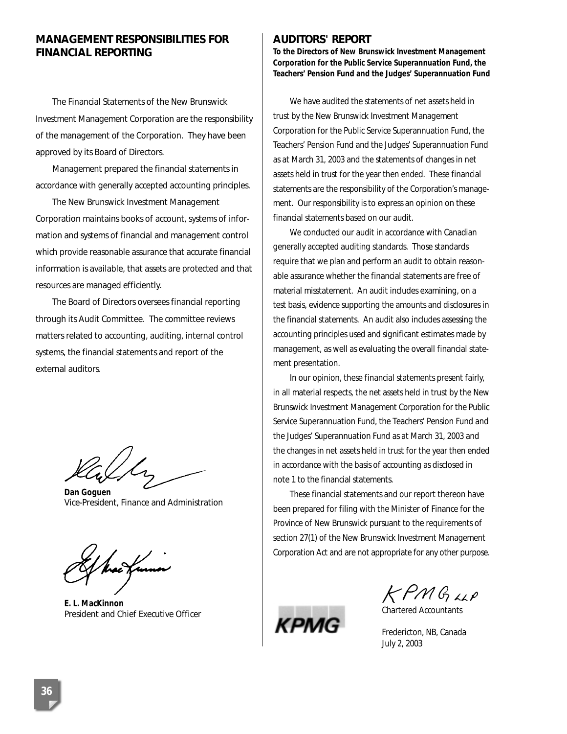## MANAGEMENT RESPONSIBILITIES FOR FINANCIAL REPORTING

The Financial Statements of the New Brunswick Investment Management Corporation are the responsibility of the management of the Corporation. They have been approved by its Board of Directors.

Management prepared the financial statements in accordance with generally accepted accounting principles.

The New Brunswick Investment Management Corporation maintains books of account, systems of information and systems of financial and management control which provide reasonable assurance that accurate financial information is available, that assets are protected and that resources are managed efficiently.

The Board of Directors oversees financial reporting through its Audit Committee. The committee reviews matters related to accounting, auditing, internal control systems, the financial statements and report of the external auditors.

**Dan Goguen**
Vice-President, Finance and Administration

**E. L. MacKinnon**
President and Chief Executive Officer

## AUDITORS' REPORT

**To the Directors of New Brunswick Investment Management Corporation for the Public Service Superannuation Fund, the Teachers' Pension Fund and the Judges' Superannuation Fund**

We have audited the statements of net assets held in trust by the New Brunswick Investment Management Corporation for the Public Service Superannuation Fund, the Teachers' Pension Fund and the Judges' Superannuation Fund as at March 31, 2003 and the statements of changes in net assets held in trust for the year then ended. These financial statements are the responsibility of the Corporation's management. Our responsibility is to express an opinion on these financial statements based on our audit.

We conducted our audit in accordance with Canadian generally accepted auditing standards. Those standards require that we plan and perform an audit to obtain reasonable assurance whether the financial statements are free of material misstatement. An audit includes examining, on a test basis, evidence supporting the amounts and disclosures in the financial statements. An audit also includes assessing the accounting principles used and significant estimates made by management, as well as evaluating the overall financial statement presentation.

In our opinion, these financial statements present fairly, in all material respects, the net assets held in trust by the New Brunswick Investment Management Corporation for the Public Service Superannuation Fund, the Teachers' Pension Fund and the Judges' Superannuation Fund as at March 31, 2003 and the changes in net assets held in trust for the year then ended in accordance with the basis of accounting as disclosed in note 1 to the financial statements.

These financial statements and our report thereon have been prepared for filing with the Minister of Finance for the Province of New Brunswick pursuant to the requirements of section 27(1) of the New Brunswick Investment Management Corporation Act and are not appropriate for any other purpose.

KPMG LLP
Chartered Accountants

Fredericton, NB, Canada
July 2, 2003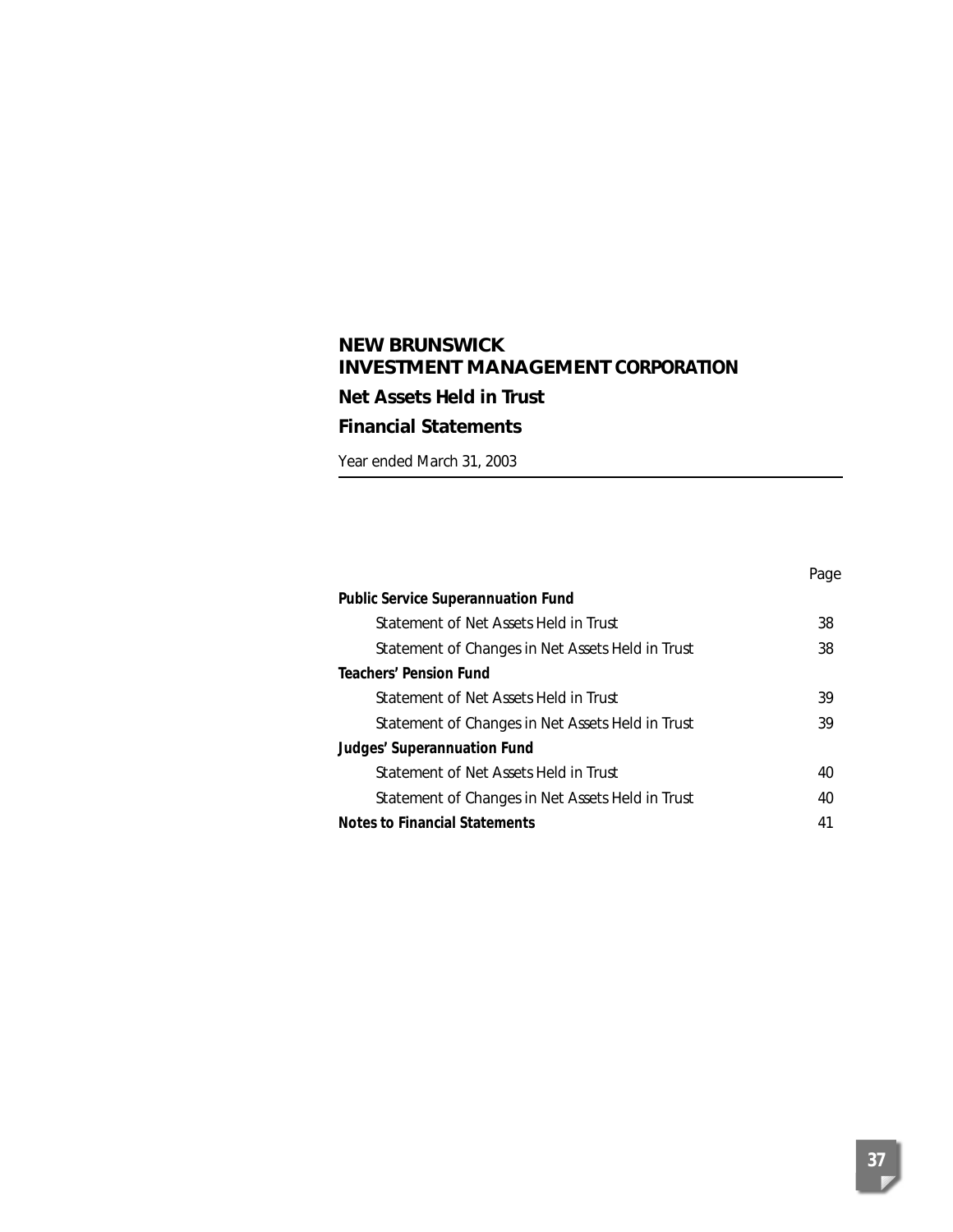# NEW BRUNSWICK INVESTMENT MANAGEMENT CORPORATION

## Net Assets Held in Trust

## Financial Statements

Year ended March 31, 2003

| | Page |
|---|---|
| **Public Service Superannuation Fund** | |
| Statement of Net Assets Held in Trust | 38 |
| Statement of Changes in Net Assets Held in Trust | 38 |
| **Teachers' Pension Fund** | |
| Statement of Net Assets Held in Trust | 39 |
| Statement of Changes in Net Assets Held in Trust | 39 |
| **Judges' Superannuation Fund** | |
| Statement of Net Assets Held in Trust | 40 |
| Statement of Changes in Net Assets Held in Trust | 40 |
| **Notes to Financial Statements** | 41 |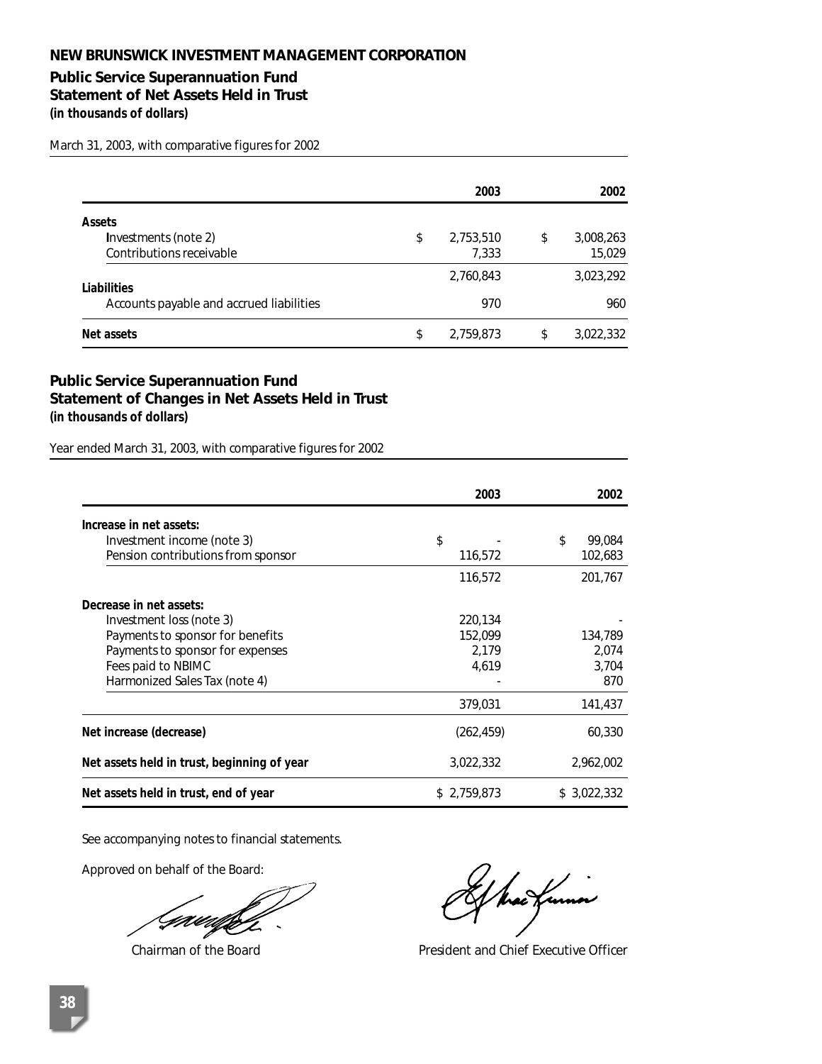# NEW BRUNSWICK INVESTMENT MANAGEMENT CORPORATION

## Public Service Superannuation Fund
## Statement of Net Assets Held in Trust
***(in thousands of dollars)***

March 31, 2003, with comparative figures for 2002

| | 2003 | 2002 |
|---|---|---|
| **Assets** | | |
| Investments (note 2) | $ 2,753,510 | $ 3,008,263 |
| Contributions receivable | 7,333 | 15,029 |
| | 2,760,843 | 3,023,292 |
| **Liabilities** | | |
| Accounts payable and accrued liabilities | 970 | 960 |
| **Net assets** | $ 2,759,873 | $ 3,022,332 |

## Public Service Superannuation Fund
## Statement of Changes in Net Assets Held in Trust
***(in thousands of dollars)***

Year ended March 31, 2003, with comparative figures for 2002

| | 2003 | 2002 |
|---|---|---|
| **Increase in net assets:** | | |
| Investment income (note 3) | $ - | $ 99,084 |
| Pension contributions from sponsor | 116,572 | 102,683 |
| | 116,572 | 201,767 |
| **Decrease in net assets:** | | |
| Investment loss (note 3) | 220,134 | - |
| Payments to sponsor for benefits | 152,099 | 134,789 |
| Payments to sponsor for expenses | 2,179 | 2,074 |
| Fees paid to NBIMC | 4,619 | 3,704 |
| Harmonized Sales Tax (note 4) | - | 870 |
| | 379,031 | 141,437 |
| **Net increase (decrease)** | (262,459) | 60,330 |
| **Net assets held in trust, beginning of year** | 3,022,332 | 2,962,002 |
| **Net assets held in trust, end of year** | $ 2,759,873 | $ 3,022,332 |

See accompanying notes to financial statements.

Approved on behalf of the Board:

Chairman of the Board

President and Chief Executive Officer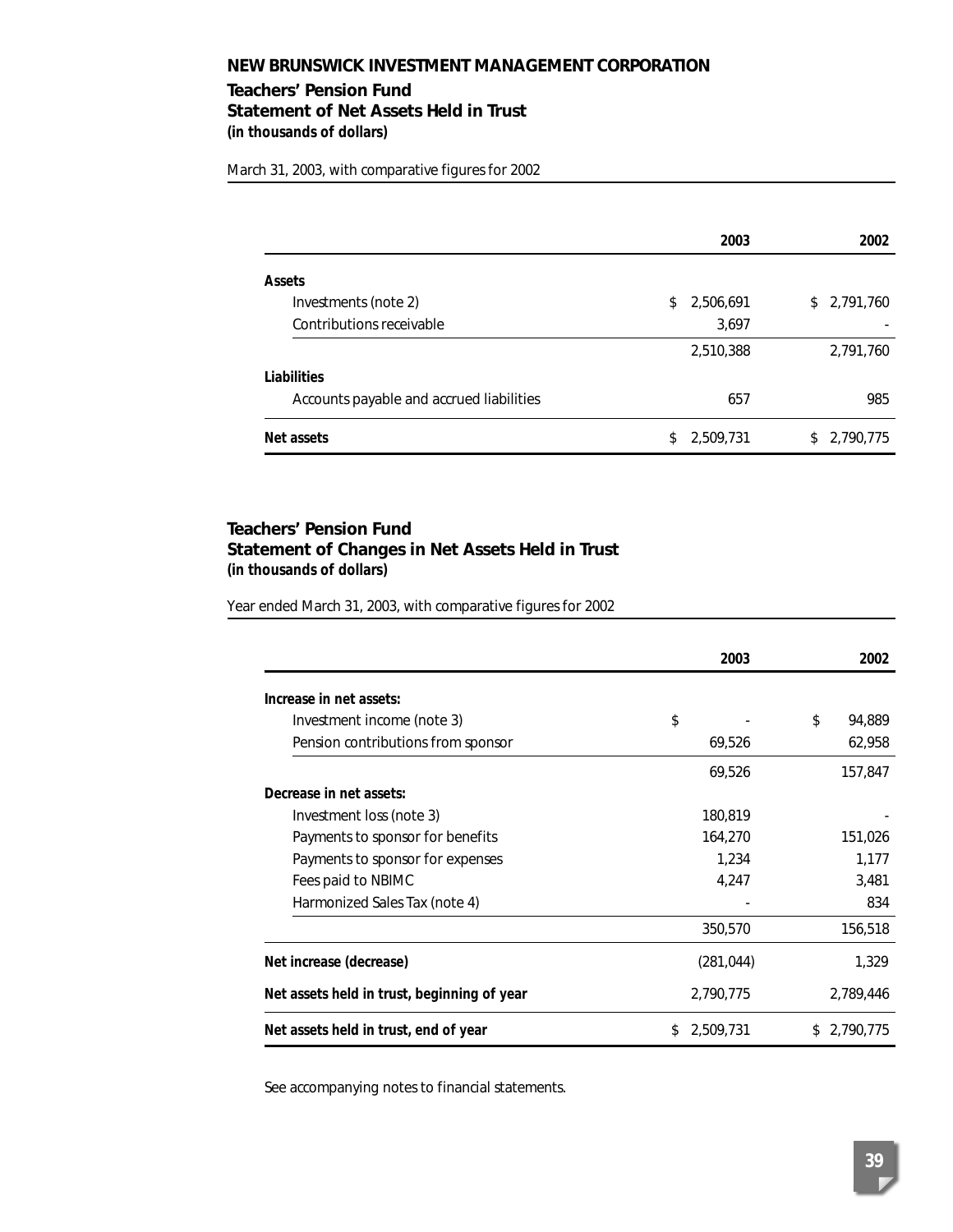## NEW BRUNSWICK INVESTMENT MANAGEMENT CORPORATION

### Teachers' Pension Fund
### Statement of Net Assets Held in Trust
***(in thousands of dollars)***

March 31, 2003, with comparative figures for 2002

| | 2003 | 2002 |
|---|---|---|
| **Assets** | | |
| Investments (note 2) | $ 2,506,691 | $ 2,791,760 |
| Contributions receivable | 3,697 | - |
| | 2,510,388 | 2,791,760 |
| **Liabilities** | | |
| Accounts payable and accrued liabilities | 657 | 985 |
| **Net assets** | $ 2,509,731 | $ 2,790,775 |

### Teachers' Pension Fund
### Statement of Changes in Net Assets Held in Trust
***(in thousands of dollars)***

Year ended March 31, 2003, with comparative figures for 2002

| | 2003 | 2002 |
|---|---|---|
| **Increase in net assets:** | | |
| Investment income (note 3) | $ - | $ 94,889 |
| Pension contributions from sponsor | 69,526 | 62,958 |
| | 69,526 | 157,847 |
| **Decrease in net assets:** | | |
| Investment loss (note 3) | 180,819 | - |
| Payments to sponsor for benefits | 164,270 | 151,026 |
| Payments to sponsor for expenses | 1,234 | 1,177 |
| Fees paid to NBIMC | 4,247 | 3,481 |
| Harmonized Sales Tax (note 4) | - | 834 |
| | 350,570 | 156,518 |
| **Net increase (decrease)** | (281,044) | 1,329 |
| **Net assets held in trust, beginning of year** | 2,790,775 | 2,789,446 |
| **Net assets held in trust, end of year** | $ 2,509,731 | $ 2,790,775 |

See accompanying notes to financial statements.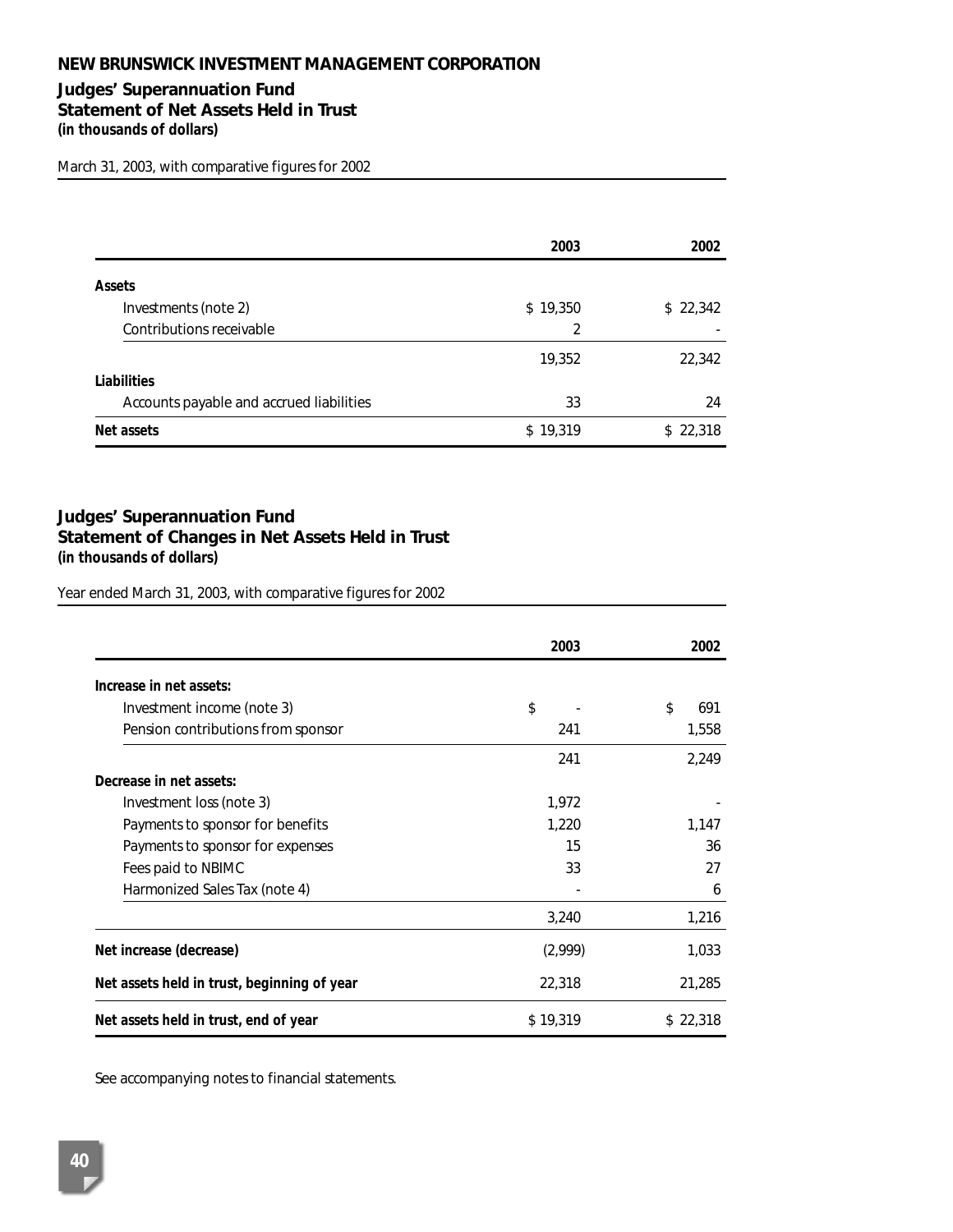# NEW BRUNSWICK INVESTMENT MANAGEMENT CORPORATION

## Judges' Superannuation Fund
## Statement of Net Assets Held in Trust
***(in thousands of dollars)***

March 31, 2003, with comparative figures for 2002

| | 2003 | 2002 |
|---|---|---|
| **Assets** | | |
| Investments (note 2) | $ 19,350 | $ 22,342 |
| Contributions receivable | 2 | - |
| | 19,352 | 22,342 |
| **Liabilities** | | |
| Accounts payable and accrued liabilities | 33 | 24 |
| **Net assets** | $ 19,319 | $ 22,318 |

## Judges' Superannuation Fund
## Statement of Changes in Net Assets Held in Trust
***(in thousands of dollars)***

Year ended March 31, 2003, with comparative figures for 2002

| | 2003 | 2002 |
|---|---|---|
| **Increase in net assets:** | | |
| Investment income (note 3) | $ - | $ 691 |
| Pension contributions from sponsor | 241 | 1,558 |
| | 241 | 2,249 |
| **Decrease in net assets:** | | |
| Investment loss (note 3) | 1,972 | - |
| Payments to sponsor for benefits | 1,220 | 1,147 |
| Payments to sponsor for expenses | 15 | 36 |
| Fees paid to NBIMC | 33 | 27 |
| Harmonized Sales Tax (note 4) | - | 6 |
| | 3,240 | 1,216 |
| **Net increase (decrease)** | (2,999) | 1,033 |
| **Net assets held in trust, beginning of year** | 22,318 | 21,285 |
| **Net assets held in trust, end of year** | $ 19,319 | $ 22,318 |

See accompanying notes to financial statements.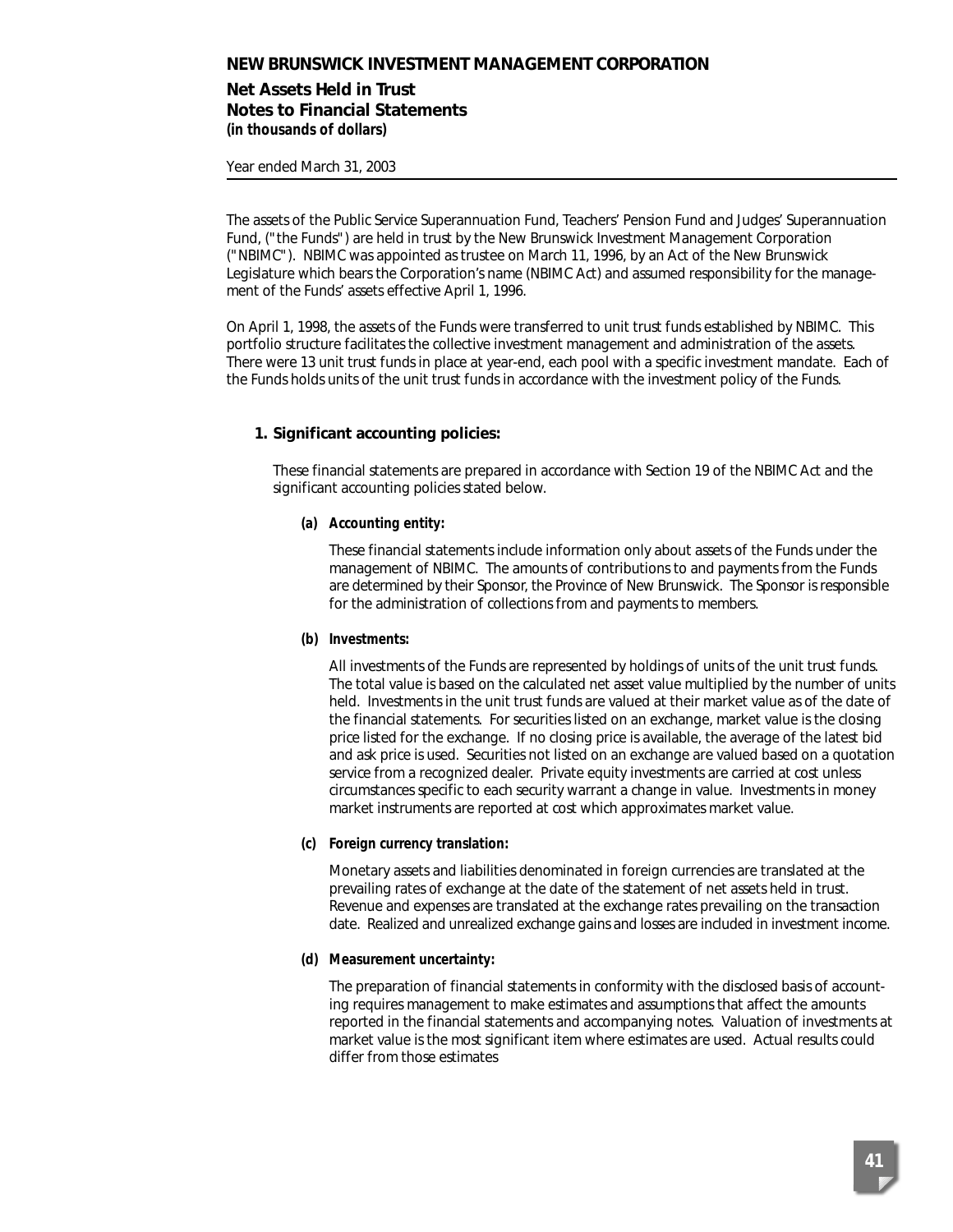# NEW BRUNSWICK INVESTMENT MANAGEMENT CORPORATION

## Net Assets Held in Trust
## Notes to Financial Statements
***(in thousands of dollars)***

Year ended March 31, 2003

The assets of the Public Service Superannuation Fund, Teachers' Pension Fund and Judges' Superannuation Fund, ("the Funds") are held in trust by the New Brunswick Investment Management Corporation ("NBIMC"). NBIMC was appointed as trustee on March 11, 1996, by an Act of the New Brunswick Legislature which bears the Corporation's name (NBIMC Act) and assumed responsibility for the management of the Funds' assets effective April 1, 1996.

On April 1, 1998, the assets of the Funds were transferred to unit trust funds established by NBIMC. This portfolio structure facilitates the collective investment management and administration of the assets. There were 13 unit trust funds in place at year-end, each pool with a specific investment mandate. Each of the Funds holds units of the unit trust funds in accordance with the investment policy of the Funds.

### 1. Significant accounting policies:

These financial statements are prepared in accordance with Section 19 of the NBIMC Act and the significant accounting policies stated below.

**(a) *Accounting entity:***

These financial statements include information only about assets of the Funds under the management of NBIMC. The amounts of contributions to and payments from the Funds are determined by their Sponsor, the Province of New Brunswick. The Sponsor is responsible for the administration of collections from and payments to members.

**(b) *Investments:***

All investments of the Funds are represented by holdings of units of the unit trust funds. The total value is based on the calculated net asset value multiplied by the number of units held. Investments in the unit trust funds are valued at their market value as of the date of the financial statements. For securities listed on an exchange, market value is the closing price listed for the exchange. If no closing price is available, the average of the latest bid and ask price is used. Securities not listed on an exchange are valued based on a quotation service from a recognized dealer. Private equity investments are carried at cost unless circumstances specific to each security warrant a change in value. Investments in money market instruments are reported at cost which approximates market value.

**(c) *Foreign currency translation:***

Monetary assets and liabilities denominated in foreign currencies are translated at the prevailing rates of exchange at the date of the statement of net assets held in trust. Revenue and expenses are translated at the exchange rates prevailing on the transaction date. Realized and unrealized exchange gains and losses are included in investment income.

**(d) *Measurement uncertainty:***

The preparation of financial statements in conformity with the disclosed basis of accounting requires management to make estimates and assumptions that affect the amounts reported in the financial statements and accompanying notes. Valuation of investments at market value is the most significant item where estimates are used. Actual results could differ from those estimates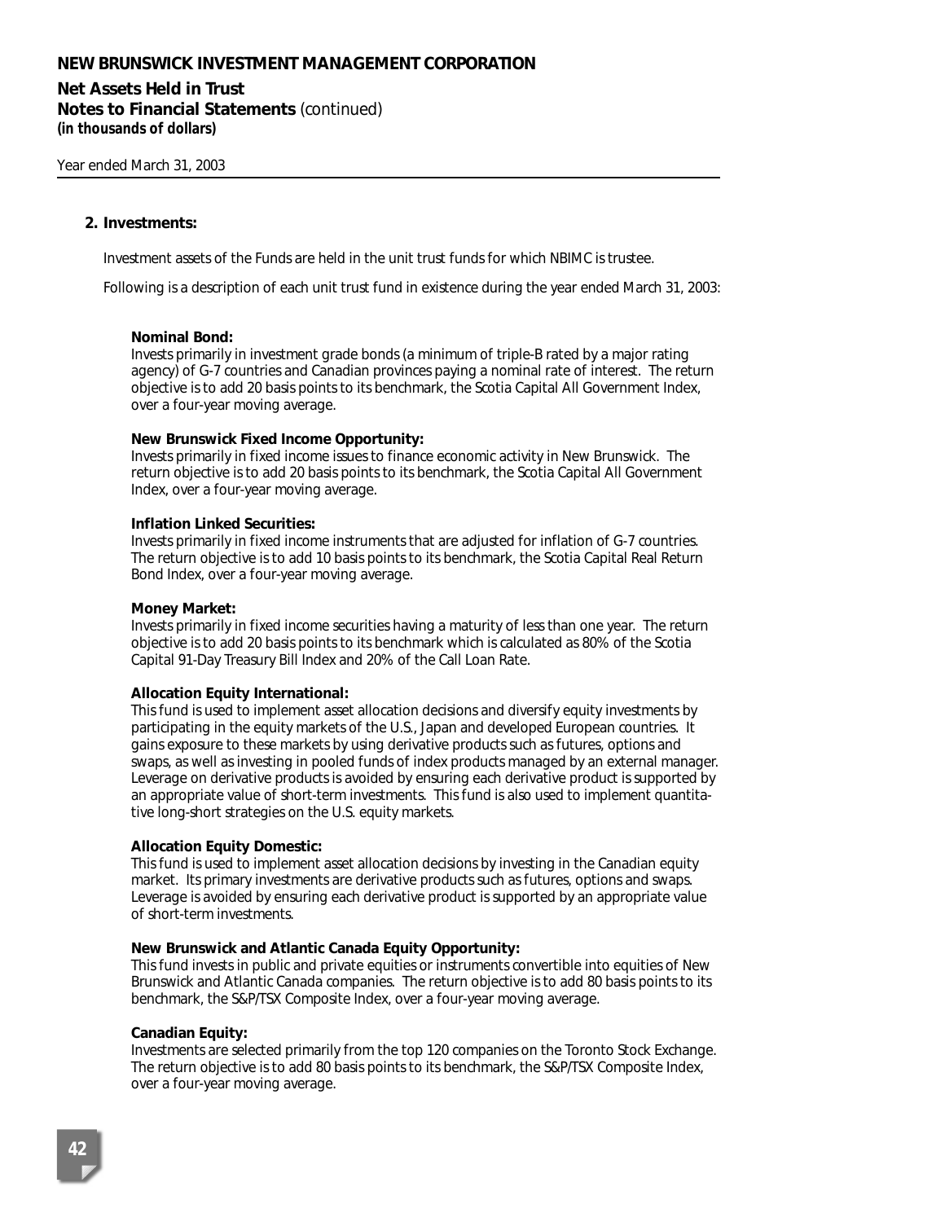## 2. Investments:

Investment assets of the Funds are held in the unit trust funds for which NBIMC is trustee.

Following is a description of each unit trust fund in existence during the year ended March 31, 2003:

**Nominal Bond:**
Invests primarily in investment grade bonds (a minimum of triple-B rated by a major rating agency) of G-7 countries and Canadian provinces paying a nominal rate of interest. The return objective is to add 20 basis points to its benchmark, the Scotia Capital All Government Index, over a four-year moving average.

**New Brunswick Fixed Income Opportunity:**
Invests primarily in fixed income issues to finance economic activity in New Brunswick. The return objective is to add 20 basis points to its benchmark, the Scotia Capital All Government Index, over a four-year moving average.

**Inflation Linked Securities:**
Invests primarily in fixed income instruments that are adjusted for inflation of G-7 countries. The return objective is to add 10 basis points to its benchmark, the Scotia Capital Real Return Bond Index, over a four-year moving average.

**Money Market:**
Invests primarily in fixed income securities having a maturity of less than one year. The return objective is to add 20 basis points to its benchmark which is calculated as 80% of the Scotia Capital 91-Day Treasury Bill Index and 20% of the Call Loan Rate.

**Allocation Equity International:**
This fund is used to implement asset allocation decisions and diversify equity investments by participating in the equity markets of the U.S., Japan and developed European countries. It gains exposure to these markets by using derivative products such as futures, options and swaps, as well as investing in pooled funds of index products managed by an external manager. Leverage on derivative products is avoided by ensuring each derivative product is supported by an appropriate value of short-term investments. This fund is also used to implement quantitative long-short strategies on the U.S. equity markets.

**Allocation Equity Domestic:**
This fund is used to implement asset allocation decisions by investing in the Canadian equity market. Its primary investments are derivative products such as futures, options and swaps. Leverage is avoided by ensuring each derivative product is supported by an appropriate value of short-term investments.

**New Brunswick and Atlantic Canada Equity Opportunity:**
This fund invests in public and private equities or instruments convertible into equities of New Brunswick and Atlantic Canada companies. The return objective is to add 80 basis points to its benchmark, the S&P/TSX Composite Index, over a four-year moving average.

**Canadian Equity:**
Investments are selected primarily from the top 120 companies on the Toronto Stock Exchange. The return objective is to add 80 basis points to its benchmark, the S&P/TSX Composite Index, over a four-year moving average.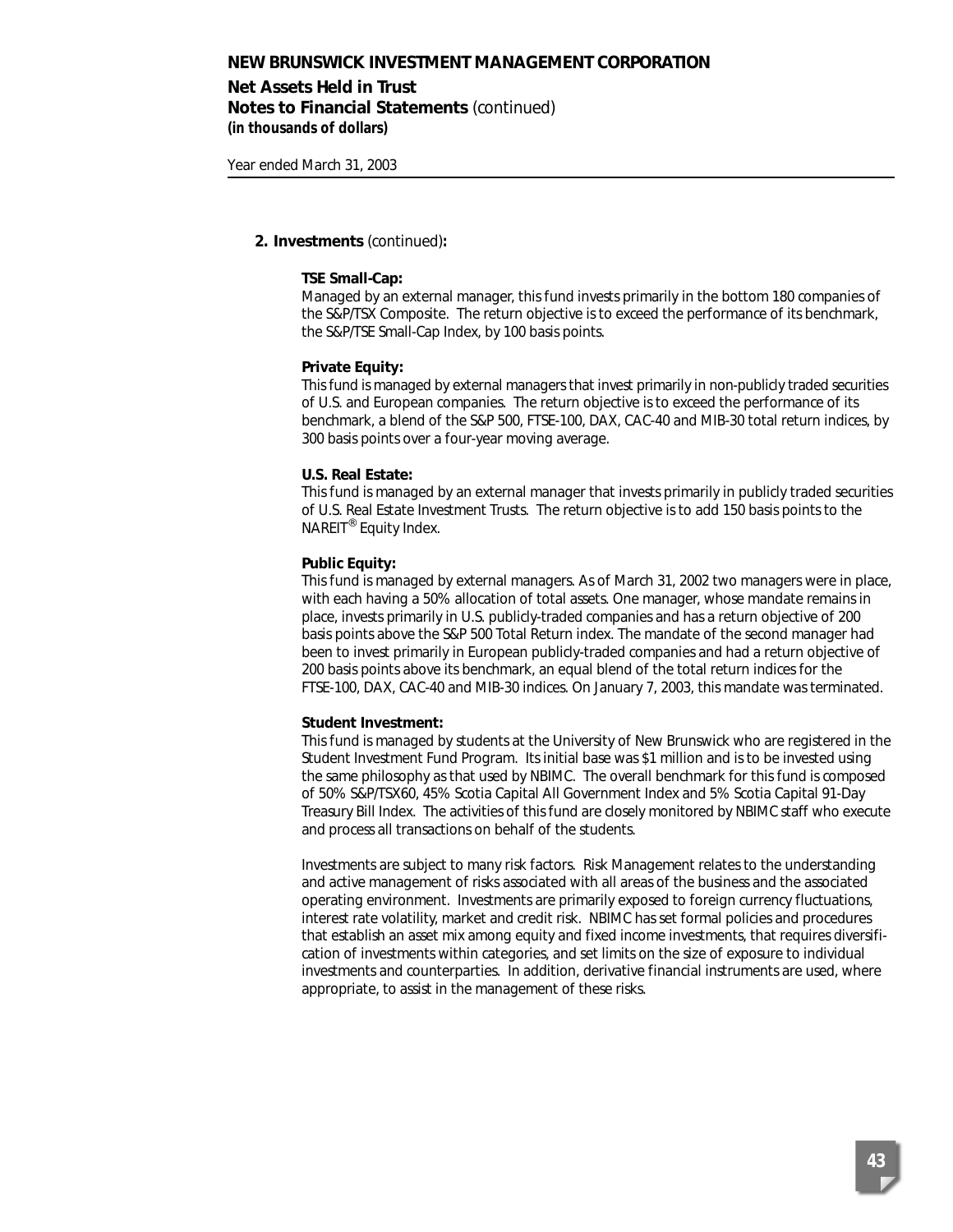# NEW BRUNSWICK INVESTMENT MANAGEMENT CORPORATION

## Net Assets Held in Trust

## Notes to Financial Statements (continued)

***(in thousands of dollars)***

Year ended March 31, 2003

### 2. Investments (continued):

**TSE Small-Cap:**

Managed by an external manager, this fund invests primarily in the bottom 180 companies of the S&P/TSX Composite. The return objective is to exceed the performance of its benchmark, the S&P/TSE Small-Cap Index, by 100 basis points.

**Private Equity:**

This fund is managed by external managers that invest primarily in non-publicly traded securities of U.S. and European companies. The return objective is to exceed the performance of its benchmark, a blend of the S&P 500, FTSE-100, DAX, CAC-40 and MIB-30 total return indices, by 300 basis points over a four-year moving average.

**U.S. Real Estate:**

This fund is managed by an external manager that invests primarily in publicly traded securities of U.S. Real Estate Investment Trusts. The return objective is to add 150 basis points to the NAREIT® Equity Index.

**Public Equity:**

This fund is managed by external managers. As of March 31, 2002 two managers were in place, with each having a 50% allocation of total assets. One manager, whose mandate remains in place, invests primarily in U.S. publicly-traded companies and has a return objective of 200 basis points above the S&P 500 Total Return index. The mandate of the second manager had been to invest primarily in European publicly-traded companies and had a return objective of 200 basis points above its benchmark, an equal blend of the total return indices for the FTSE-100, DAX, CAC-40 and MIB-30 indices. On January 7, 2003, this mandate was terminated.

**Student Investment:**

This fund is managed by students at the University of New Brunswick who are registered in the Student Investment Fund Program. Its initial base was $1 million and is to be invested using the same philosophy as that used by NBIMC. The overall benchmark for this fund is composed of 50% S&P/TSX60, 45% Scotia Capital All Government Index and 5% Scotia Capital 91-Day Treasury Bill Index. The activities of this fund are closely monitored by NBIMC staff who execute and process all transactions on behalf of the students.

Investments are subject to many risk factors. Risk Management relates to the understanding and active management of risks associated with all areas of the business and the associated operating environment. Investments are primarily exposed to foreign currency fluctuations, interest rate volatility, market and credit risk. NBIMC has set formal policies and procedures that establish an asset mix among equity and fixed income investments, that requires diversification of investments within categories, and set limits on the size of exposure to individual investments and counterparties. In addition, derivative financial instruments are used, where appropriate, to assist in the management of these risks.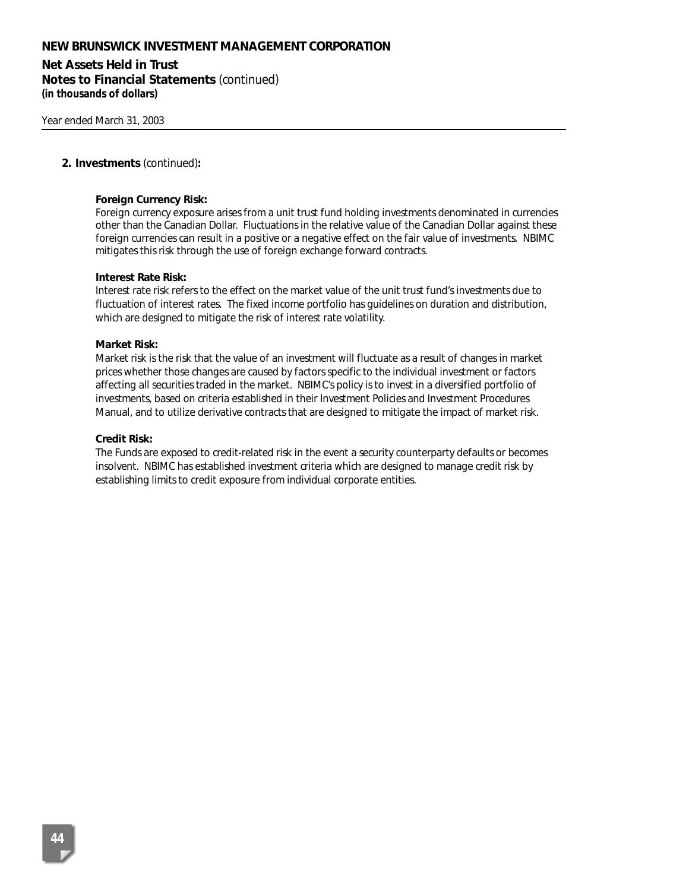## 2. Investments (continued):

**Foreign Currency Risk:**
Foreign currency exposure arises from a unit trust fund holding investments denominated in currencies other than the Canadian Dollar. Fluctuations in the relative value of the Canadian Dollar against these foreign currencies can result in a positive or a negative effect on the fair value of investments. NBIMC mitigates this risk through the use of foreign exchange forward contracts.

**Interest Rate Risk:**
Interest rate risk refers to the effect on the market value of the unit trust fund's investments due to fluctuation of interest rates. The fixed income portfolio has guidelines on duration and distribution, which are designed to mitigate the risk of interest rate volatility.

**Market Risk:**
Market risk is the risk that the value of an investment will fluctuate as a result of changes in market prices whether those changes are caused by factors specific to the individual investment or factors affecting all securities traded in the market. NBIMC's policy is to invest in a diversified portfolio of investments, based on criteria established in their Investment Policies and Investment Procedures Manual, and to utilize derivative contracts that are designed to mitigate the impact of market risk.

**Credit Risk:**
The Funds are exposed to credit-related risk in the event a security counterparty defaults or becomes insolvent. NBIMC has established investment criteria which are designed to manage credit risk by establishing limits to credit exposure from individual corporate entities.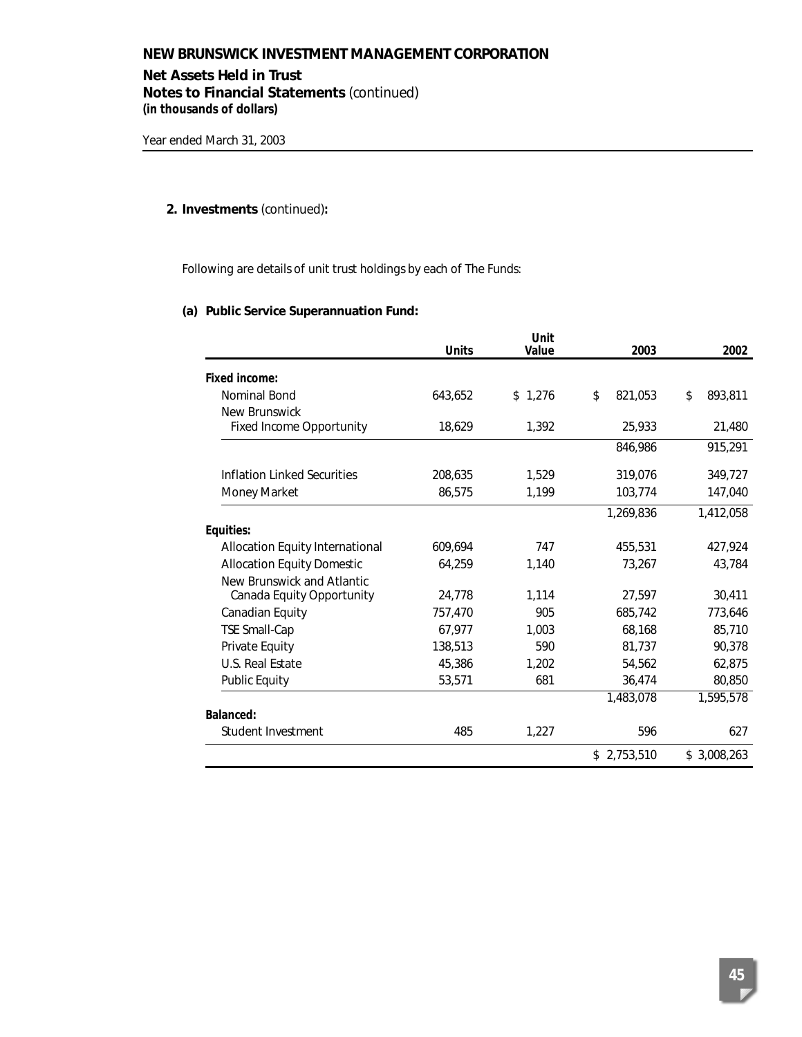**NEW BRUNSWICK INVESTMENT MANAGEMENT CORPORATION**

**Net Assets Held in Trust**
**Notes to Financial Statements** (continued)
***(in thousands of dollars)***

Year ended March 31, 2003

**2. Investments** (continued)**:**

Following are details of unit trust holdings by each of The Funds:

**(a) Public Service Superannuation Fund:**

| | Units | Unit Value | 2003 | 2002 |
|---|---|---|---|---|
| **Fixed income:** | | | | |
| Nominal Bond | 643,652 | $ 1,276 | $ 821,053 | $ 893,811 |
| New Brunswick Fixed Income Opportunity | 18,629 | 1,392 | 25,933 | 21,480 |
| | | | 846,986 | 915,291 |
| Inflation Linked Securities | 208,635 | 1,529 | 319,076 | 349,727 |
| Money Market | 86,575 | 1,199 | 103,774 | 147,040 |
| | | | 1,269,836 | 1,412,058 |
| **Equities:** | | | | |
| Allocation Equity International | 609,694 | 747 | 455,531 | 427,924 |
| Allocation Equity Domestic | 64,259 | 1,140 | 73,267 | 43,784 |
| New Brunswick and Atlantic Canada Equity Opportunity | 24,778 | 1,114 | 27,597 | 30,411 |
| Canadian Equity | 757,470 | 905 | 685,742 | 773,646 |
| TSE Small-Cap | 67,977 | 1,003 | 68,168 | 85,710 |
| Private Equity | 138,513 | 590 | 81,737 | 90,378 |
| U.S. Real Estate | 45,386 | 1,202 | 54,562 | 62,875 |
| Public Equity | 53,571 | 681 | 36,474 | 80,850 |
| | | | 1,483,078 | 1,595,578 |
| **Balanced:** | | | | |
| Student Investment | 485 | 1,227 | 596 | 627 |
| | | | $ 2,753,510 | $ 3,008,263 |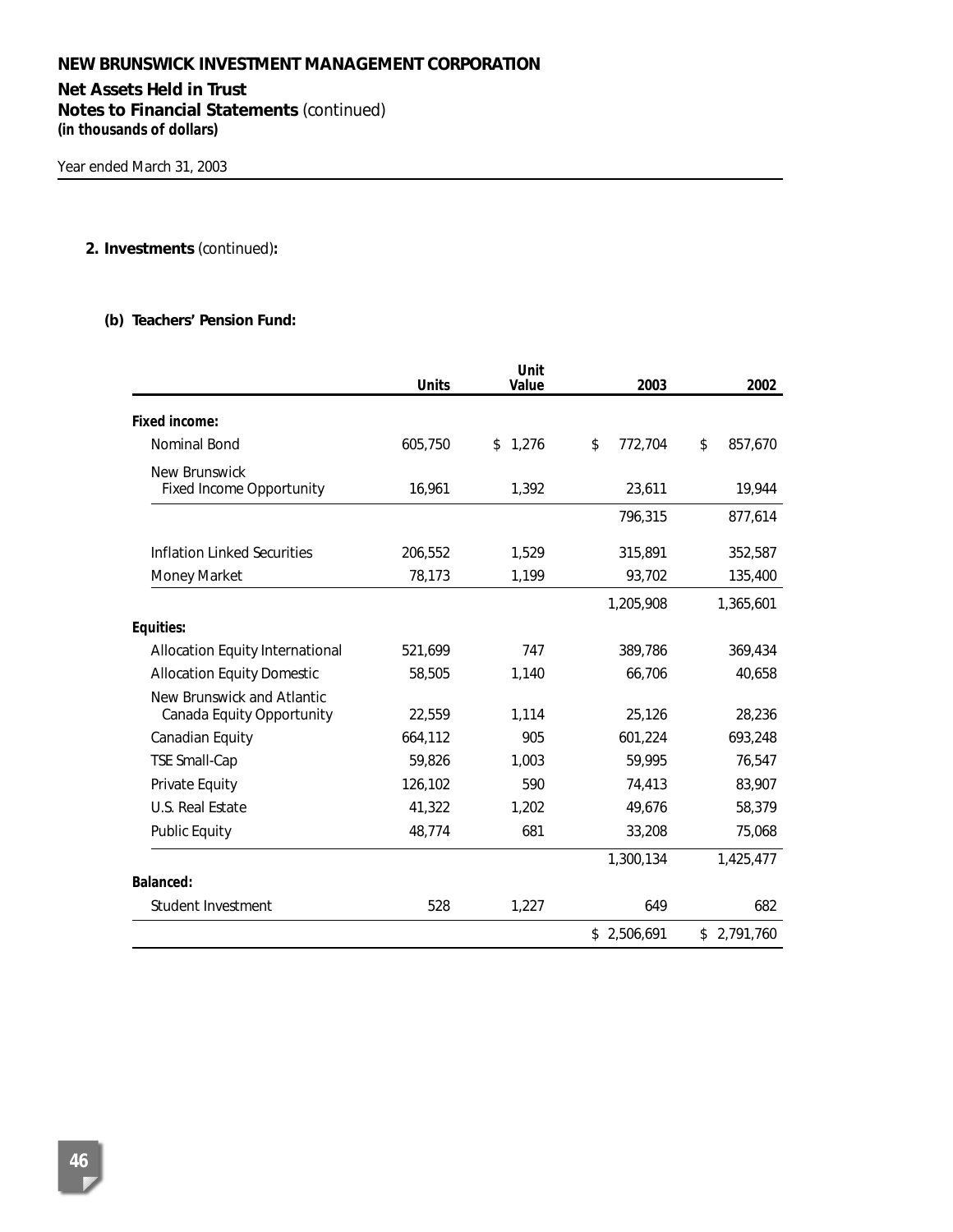**NEW BRUNSWICK INVESTMENT MANAGEMENT CORPORATION**

**Net Assets Held in Trust**
**Notes to Financial Statements** (continued)
***(in thousands of dollars)***

Year ended March 31, 2003

**2. Investments** (continued)**:**

**(b) Teachers' Pension Fund:**

| | Units | Unit Value | 2003 | 2002 |
|---|---|---|---|---|
| **Fixed income:** | | | | |
| Nominal Bond | 605,750 | $ 1,276 | $ 772,704 | $ 857,670 |
| New Brunswick Fixed Income Opportunity | 16,961 | 1,392 | 23,611 | 19,944 |
| | | | 796,315 | 877,614 |
| Inflation Linked Securities | 206,552 | 1,529 | 315,891 | 352,587 |
| Money Market | 78,173 | 1,199 | 93,702 | 135,400 |
| | | | 1,205,908 | 1,365,601 |
| **Equities:** | | | | |
| Allocation Equity International | 521,699 | 747 | 389,786 | 369,434 |
| Allocation Equity Domestic | 58,505 | 1,140 | 66,706 | 40,658 |
| New Brunswick and Atlantic Canada Equity Opportunity | 22,559 | 1,114 | 25,126 | 28,236 |
| Canadian Equity | 664,112 | 905 | 601,224 | 693,248 |
| TSE Small-Cap | 59,826 | 1,003 | 59,995 | 76,547 |
| Private Equity | 126,102 | 590 | 74,413 | 83,907 |
| U.S. Real Estate | 41,322 | 1,202 | 49,676 | 58,379 |
| Public Equity | 48,774 | 681 | 33,208 | 75,068 |
| | | | 1,300,134 | 1,425,477 |
| **Balanced:** | | | | |
| Student Investment | 528 | 1,227 | 649 | 682 |
| | | | $ 2,506,691 | $ 2,791,760 |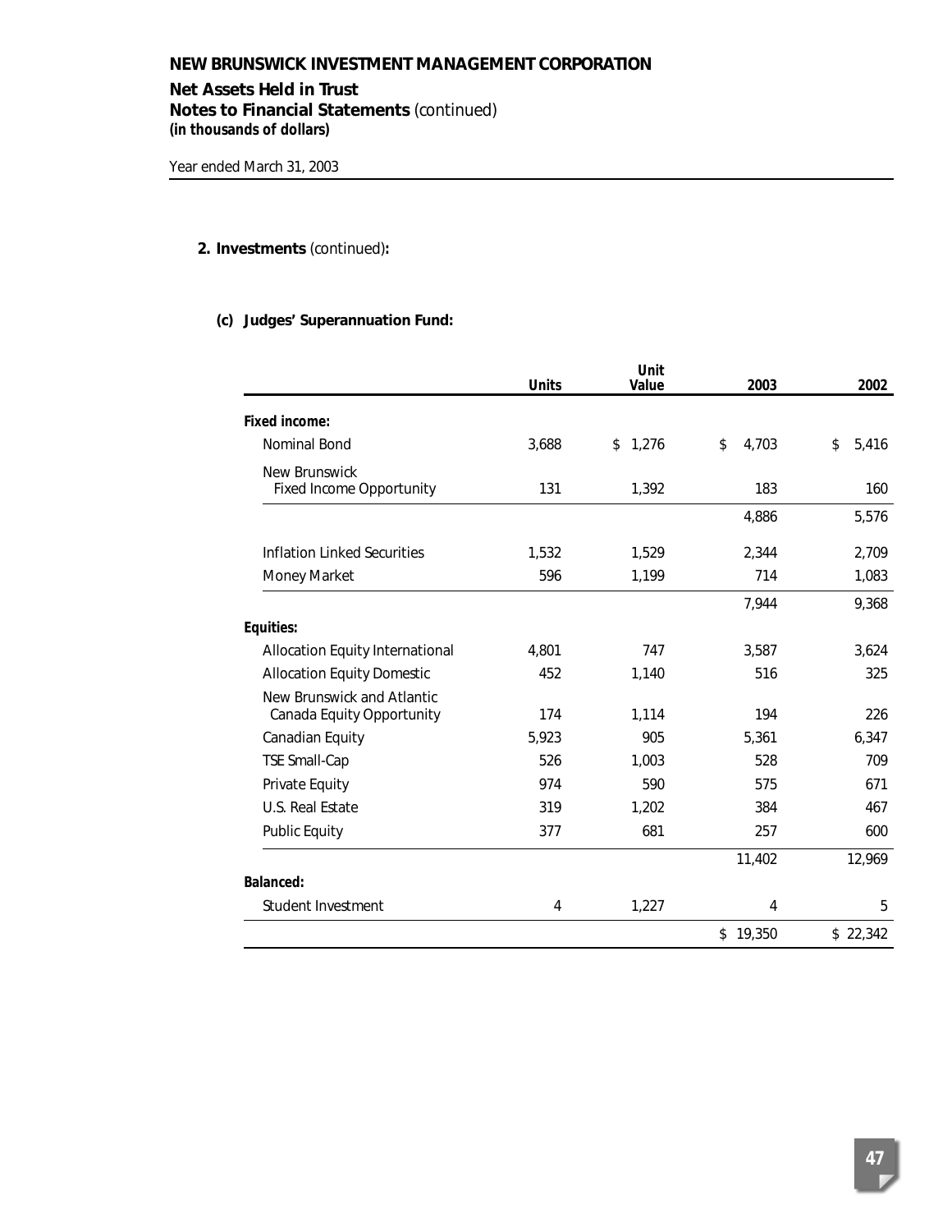**NEW BRUNSWICK INVESTMENT MANAGEMENT CORPORATION**

**Net Assets Held in Trust**
**Notes to Financial Statements** (continued)
***(in thousands of dollars)***

Year ended March 31, 2003

**2. Investments** (continued)**:**

**(c) Judges' Superannuation Fund:**

| | Units | Unit Value | 2003 | 2002 |
|---|---|---|---|---|
| **Fixed income:** | | | | |
| Nominal Bond | 3,688 | $ 1,276 | $ 4,703 | $ 5,416 |
| New Brunswick Fixed Income Opportunity | 131 | 1,392 | 183 | 160 |
| | | | 4,886 | 5,576 |
| Inflation Linked Securities | 1,532 | 1,529 | 2,344 | 2,709 |
| Money Market | 596 | 1,199 | 714 | 1,083 |
| | | | 7,944 | 9,368 |
| **Equities:** | | | | |
| Allocation Equity International | 4,801 | 747 | 3,587 | 3,624 |
| Allocation Equity Domestic | 452 | 1,140 | 516 | 325 |
| New Brunswick and Atlantic Canada Equity Opportunity | 174 | 1,114 | 194 | 226 |
| Canadian Equity | 5,923 | 905 | 5,361 | 6,347 |
| TSE Small-Cap | 526 | 1,003 | 528 | 709 |
| Private Equity | 974 | 590 | 575 | 671 |
| U.S. Real Estate | 319 | 1,202 | 384 | 467 |
| Public Equity | 377 | 681 | 257 | 600 |
| | | | 11,402 | 12,969 |
| **Balanced:** | | | | |
| Student Investment | 4 | 1,227 | 4 | 5 |
| | | | $ 19,350 | $ 22,342 |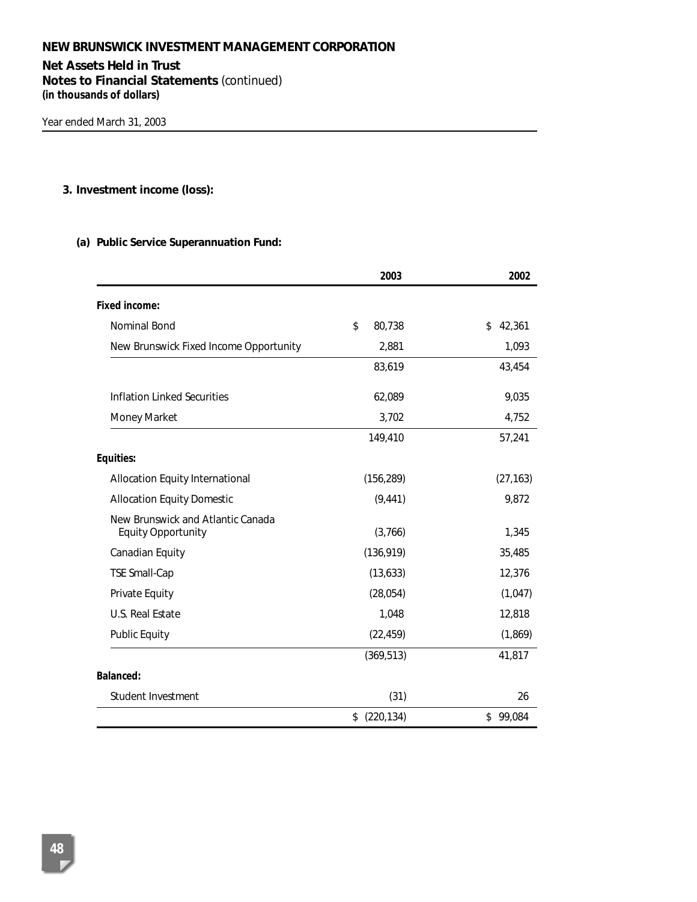**NEW BRUNSWICK INVESTMENT MANAGEMENT CORPORATION**

**Net Assets Held in Trust**
**Notes to Financial Statements** (continued)
***(in thousands of dollars)***

Year ended March 31, 2003

**3. Investment income (loss):**

**(a) Public Service Superannuation Fund:**

| | 2003 | 2002 |
|---|---|---|
| ***Fixed income:*** | | |
| Nominal Bond | $ 80,738 | $ 42,361 |
| New Brunswick Fixed Income Opportunity | 2,881 | 1,093 |
| | 83,619 | 43,454 |
| Inflation Linked Securities | 62,089 | 9,035 |
| Money Market | 3,702 | 4,752 |
| | 149,410 | 57,241 |
| ***Equities:*** | | |
| Allocation Equity International | (156,289) | (27,163) |
| Allocation Equity Domestic | (9,441) | 9,872 |
| New Brunswick and Atlantic Canada Equity Opportunity | (3,766) | 1,345 |
| Canadian Equity | (136,919) | 35,485 |
| TSE Small-Cap | (13,633) | 12,376 |
| Private Equity | (28,054) | (1,047) |
| U.S. Real Estate | 1,048 | 12,818 |
| Public Equity | (22,459) | (1,869) |
| | (369,513) | 41,817 |
| ***Balanced:*** | | |
| Student Investment | (31) | 26 |
| | $ (220,134) | $ 99,084 |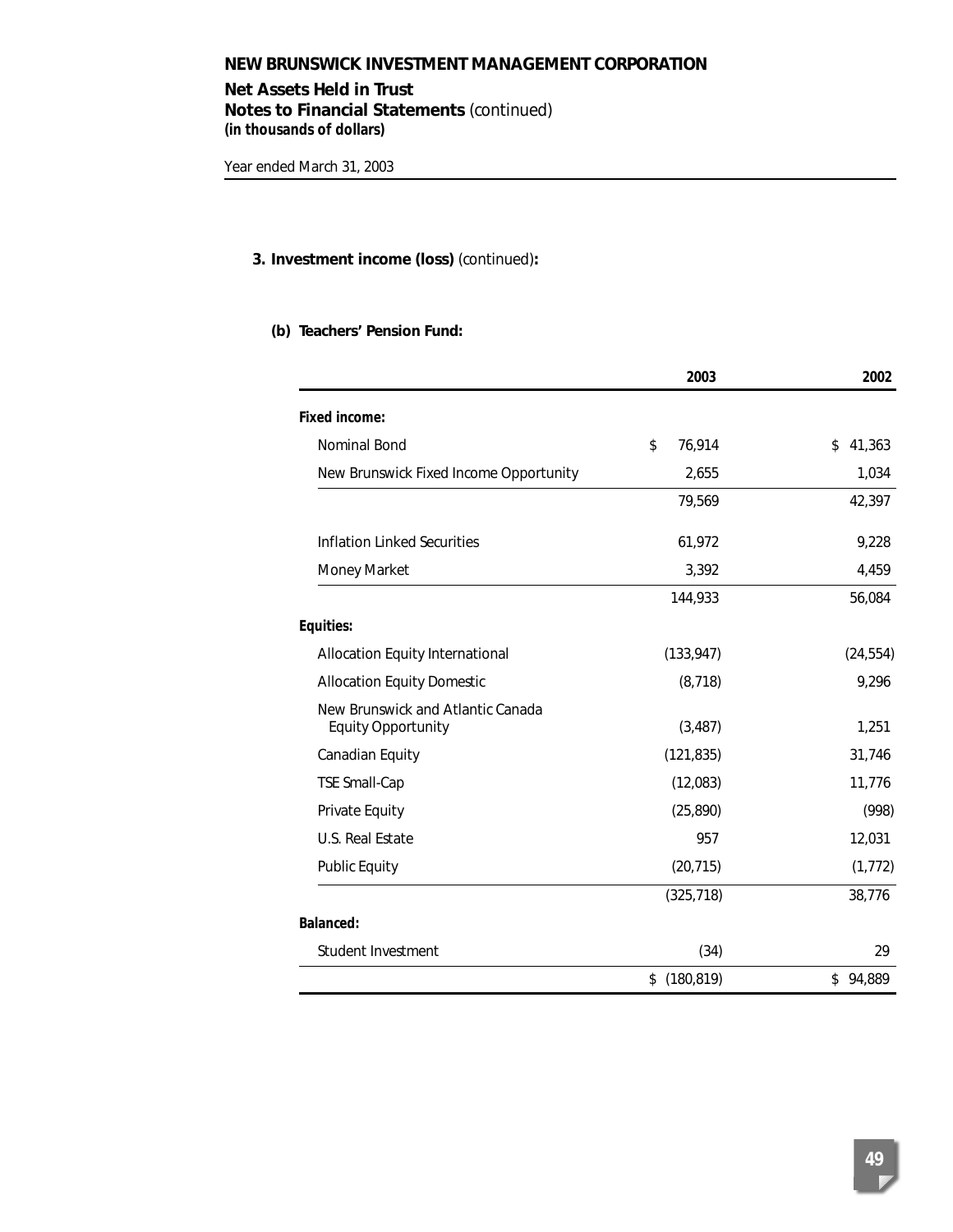# NEW BRUNSWICK INVESTMENT MANAGEMENT CORPORATION

## Net Assets Held in Trust

## Notes to Financial Statements (continued)

***(in thousands of dollars)***

Year ended March 31, 2003

### 3. Investment income (loss) (continued):

#### (b) Teachers' Pension Fund:

| | 2003 | 2002 |
|---|---|---|
| ***Fixed income:*** | | |
| Nominal Bond | $ 76,914 | $ 41,363 |
| New Brunswick Fixed Income Opportunity | 2,655 | 1,034 |
| | 79,569 | 42,397 |
| Inflation Linked Securities | 61,972 | 9,228 |
| Money Market | 3,392 | 4,459 |
| | 144,933 | 56,084 |
| ***Equities:*** | | |
| Allocation Equity International | (133,947) | (24,554) |
| Allocation Equity Domestic | (8,718) | 9,296 |
| New Brunswick and Atlantic Canada Equity Opportunity | (3,487) | 1,251 |
| Canadian Equity | (121,835) | 31,746 |
| TSE Small-Cap | (12,083) | 11,776 |
| Private Equity | (25,890) | (998) |
| U.S. Real Estate | 957 | 12,031 |
| Public Equity | (20,715) | (1,772) |
| | (325,718) | 38,776 |
| ***Balanced:*** | | |
| Student Investment | (34) | 29 |
| | $ (180,819) | $ 94,889 |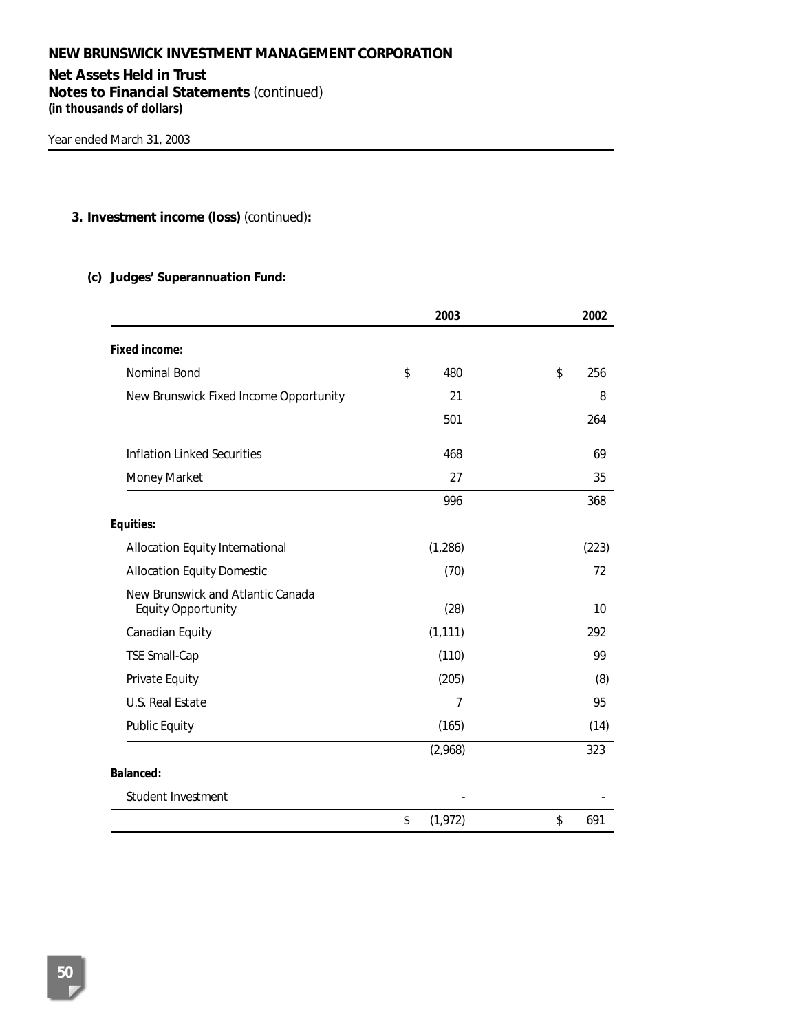# NEW BRUNSWICK INVESTMENT MANAGEMENT CORPORATION

## Net Assets Held in Trust

### Notes to Financial Statements (continued)

***(in thousands of dollars)***

*Year ended March 31, 2003*

**3. Investment income (loss)** (continued)**:**

**(c) Judges' Superannuation Fund:**

| | 2003 | 2002 |
|---|---|---|
| **Fixed income:** | | |
| Nominal Bond | $ 480 | $ 256 |
| New Brunswick Fixed Income Opportunity | 21 | 8 |
| | 501 | 264 |
| Inflation Linked Securities | 468 | 69 |
| Money Market | 27 | 35 |
| | 996 | 368 |
| **Equities:** | | |
| Allocation Equity International | (1,286) | (223) |
| Allocation Equity Domestic | (70) | 72 |
| New Brunswick and Atlantic Canada Equity Opportunity | (28) | 10 |
| Canadian Equity | (1,111) | 292 |
| TSE Small-Cap | (110) | 99 |
| Private Equity | (205) | (8) |
| U.S. Real Estate | 7 | 95 |
| Public Equity | (165) | (14) |
| | (2,968) | 323 |
| **Balanced:** | | |
| Student Investment | - | - |
| | $ (1,972) | $ 691 |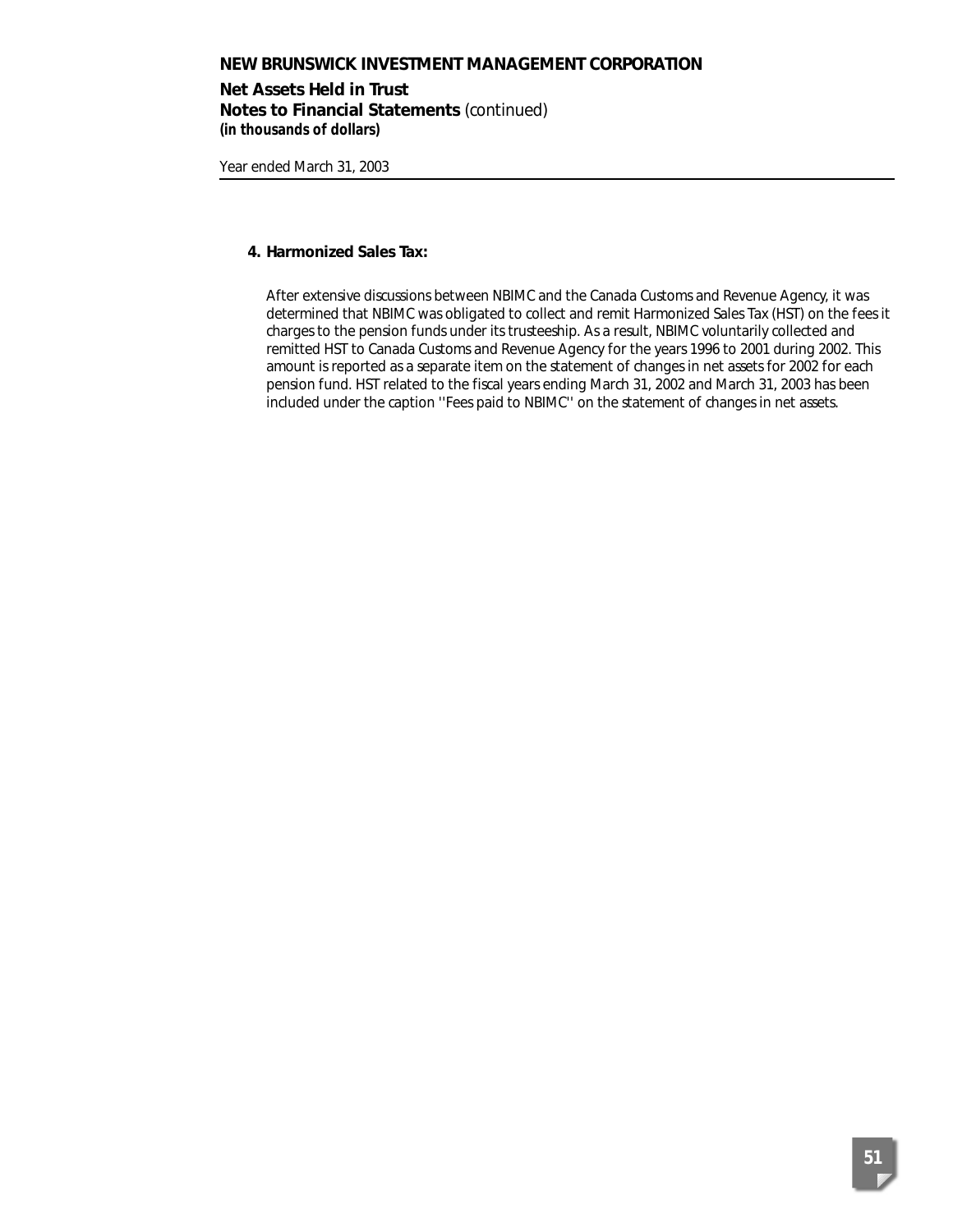## 4. Harmonized Sales Tax:

After extensive discussions between NBIMC and the Canada Customs and Revenue Agency, it was determined that NBIMC was obligated to collect and remit Harmonized Sales Tax (HST) on the fees it charges to the pension funds under its trusteeship. As a result, NBIMC voluntarily collected and remitted HST to Canada Customs and Revenue Agency for the years 1996 to 2001 during 2002. This amount is reported as a separate item on the statement of changes in net assets for 2002 for each pension fund. HST related to the fiscal years ending March 31, 2002 and March 31, 2003 has been included under the caption ''Fees paid to NBIMC'' on the statement of changes in net assets.